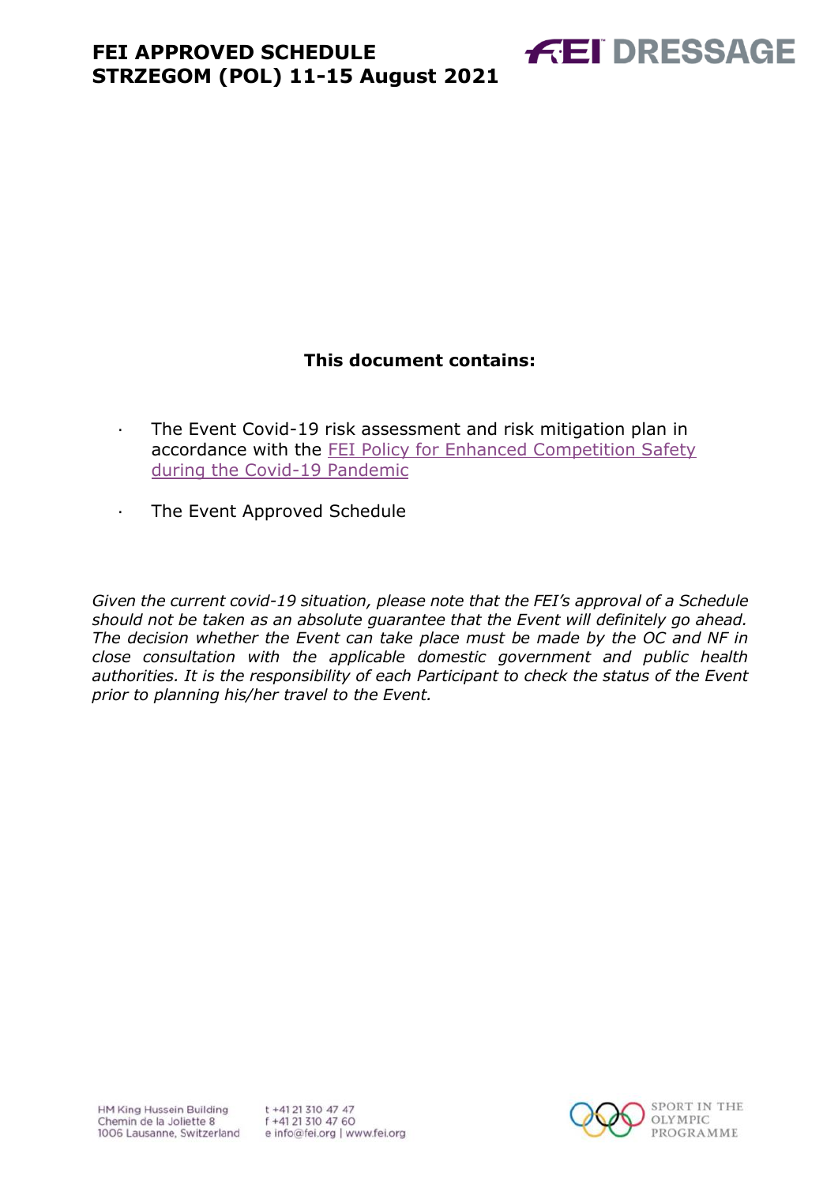# FEI APPROVED SCHEDULE
# STRZEGOM (POL) 11-15 August 2021

**FEI DRESSAGE**

**This document contains:**

- The Event Covid-19 risk assessment and risk mitigation plan in accordance with the FEI Policy for Enhanced Competition Safety during the Covid-19 Pandemic
- The Event Approved Schedule

*Given the current covid-19 situation, please note that the FEI's approval of a Schedule should not be taken as an absolute guarantee that the Event will definitely go ahead. The decision whether the Event can take place must be made by the OC and NF in close consultation with the applicable domestic government and public health authorities. It is the responsibility of each Participant to check the status of the Event prior to planning his/her travel to the Event.*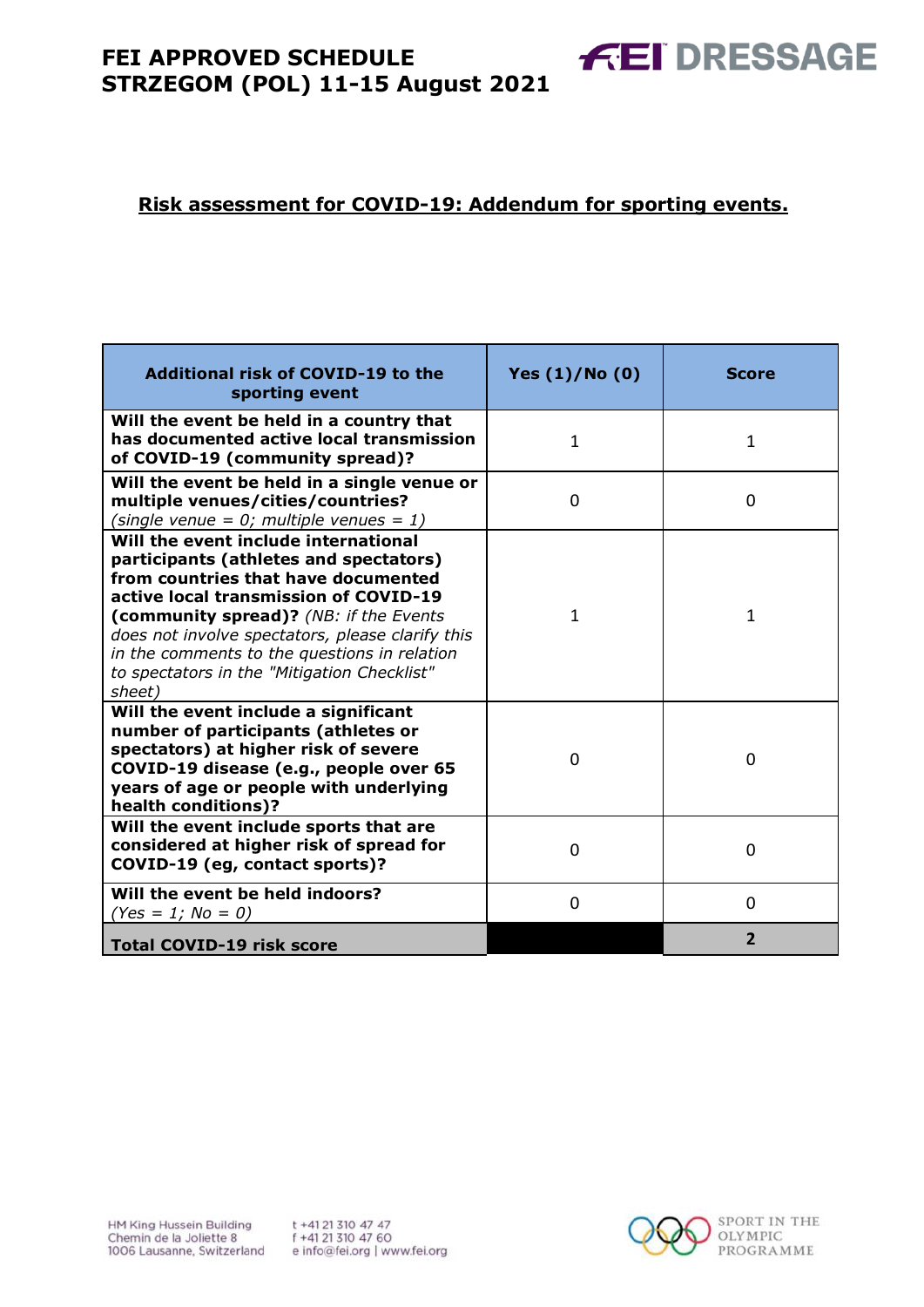## Risk assessment for COVID-19: Addendum for sporting events.

| Additional risk of COVID-19 to the sporting event | Yes (1)/No (0) | Score |
|---|---|---|
| **Will the event be held in a country that has documented active local transmission of COVID-19 (community spread)?** | 1 | 1 |
| **Will the event be held in a single venue or multiple venues/cities/countries?** *(single venue = 0; multiple venues = 1)* | 0 | 0 |
| **Will the event include international participants (athletes and spectators) from countries that have documented active local transmission of COVID-19 (community spread)?** *(NB: if the Events does not involve spectators, please clarify this in the comments to the questions in relation to spectators in the "Mitigation Checklist" sheet)* | 1 | 1 |
| **Will the event include a significant number of participants (athletes or spectators) at higher risk of severe COVID-19 disease (e.g., people over 65 years of age or people with underlying health conditions)?** | 0 | 0 |
| **Will the event include sports that are considered at higher risk of spread for COVID-19 (eg, contact sports)?** | 0 | 0 |
| **Will the event be held indoors?** *(Yes = 1; No = 0)* | 0 | 0 |
| **Total COVID-19 risk score** | | **2** |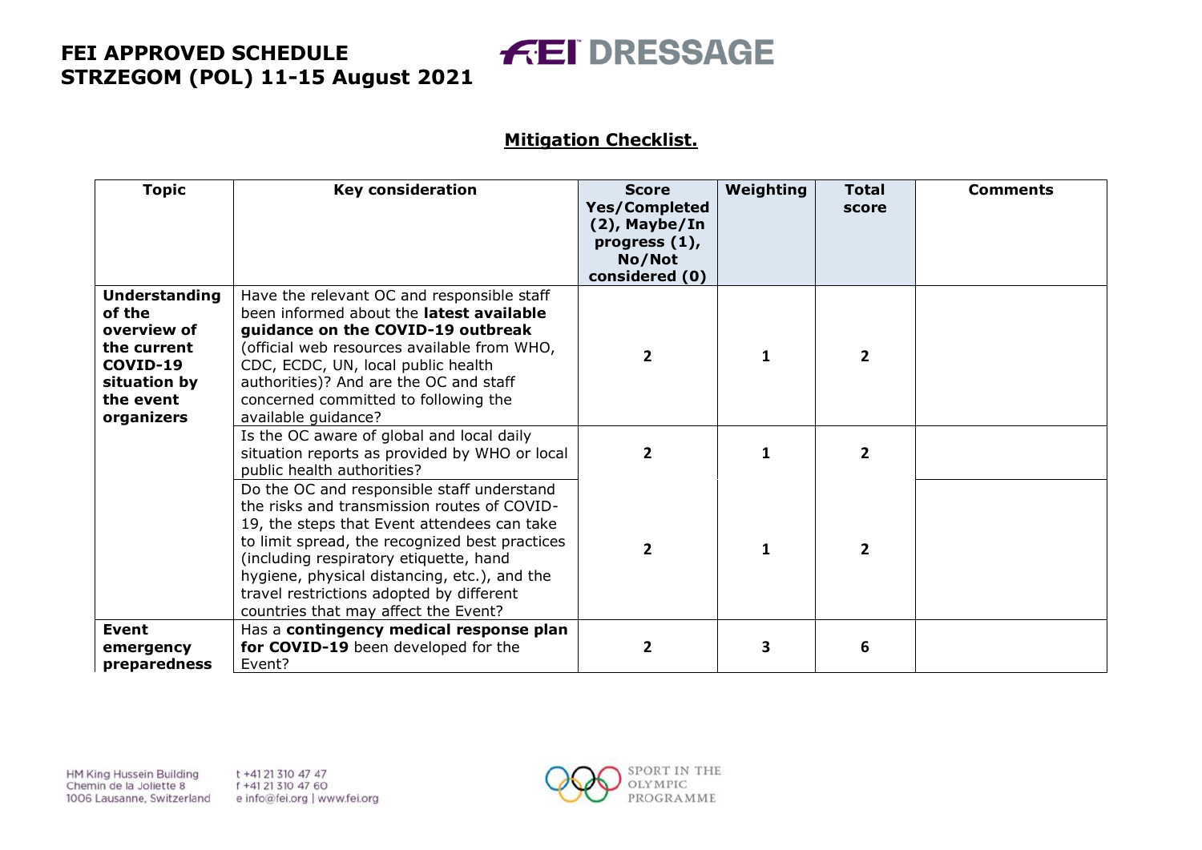**Mitigation Checklist.**

| Topic | Key consideration | Score Yes/Completed (2), Maybe/In progress (1), No/Not considered (0) | Weighting | Total score | Comments |
|---|---|---|---|---|---|
| **Understanding of the overview of the current COVID-19 situation by the event organizers** | Have the relevant OC and responsible staff been informed about the **latest available guidance on the COVID-19 outbreak** (official web resources available from WHO, CDC, ECDC, UN, local public health authorities)? And are the OC and staff concerned committed to following the available guidance? | 2 | 1 | 2 | |
| | Is the OC aware of global and local daily situation reports as provided by WHO or local public health authorities? | 2 | 1 | 2 | |
| | Do the OC and responsible staff understand the risks and transmission routes of COVID-19, the steps that Event attendees can take to limit spread, the recognized best practices (including respiratory etiquette, hand hygiene, physical distancing, etc.), and the travel restrictions adopted by different countries that may affect the Event? | 2 | 1 | 2 | |
| **Event emergency preparedness** | Has a **contingency medical response plan for COVID-19** been developed for the Event? | 2 | 3 | 6 | |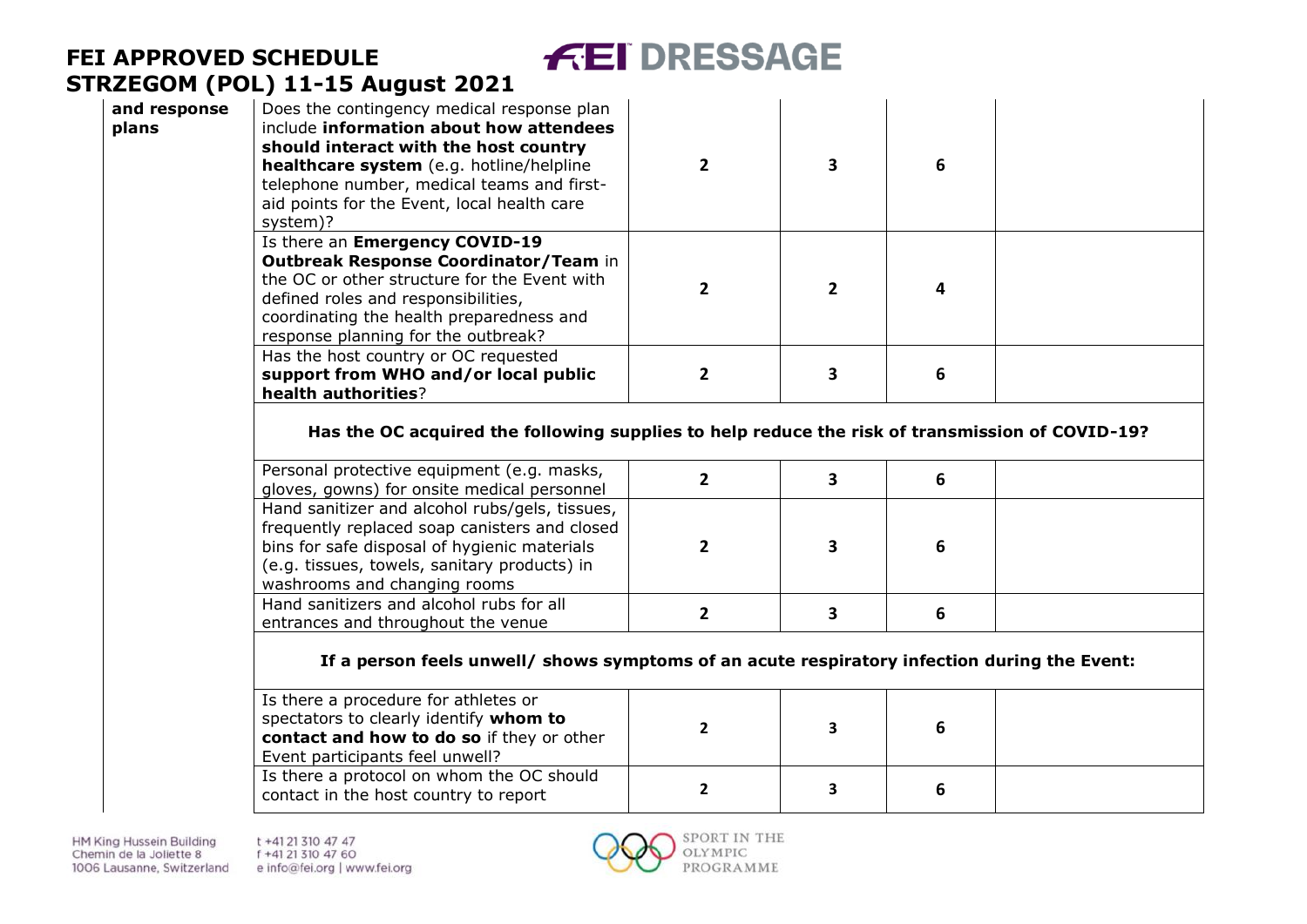| | | | | | |
|---|---|---|---|---|---|
| **and response plans** | Does the contingency medical response plan include **information about how attendees should interact with the host country healthcare system** (e.g. hotline/helpline telephone number, medical teams and first-aid points for the Event, local health care system)? | **2** | **3** | **6** | |
| | Is there an **Emergency COVID-19 Outbreak Response Coordinator/Team** in the OC or other structure for the Event with defined roles and responsibilities, coordinating the health preparedness and response planning for the outbreak? | **2** | **2** | **4** | |
| | Has the host country or OC requested **support from WHO and/or local public health authorities**? | **2** | **3** | **6** | |
| | **Has the OC acquired the following supplies to help reduce the risk of transmission of COVID-19?** | | | | |
| | Personal protective equipment (e.g. masks, gloves, gowns) for onsite medical personnel | **2** | **3** | **6** | |
| | Hand sanitizer and alcohol rubs/gels, tissues, frequently replaced soap canisters and closed bins for safe disposal of hygienic materials (e.g. tissues, towels, sanitary products) in washrooms and changing rooms | **2** | **3** | **6** | |
| | Hand sanitizers and alcohol rubs for all entrances and throughout the venue | **2** | **3** | **6** | |
| | **If a person feels unwell/ shows symptoms of an acute respiratory infection during the Event:** | | | | |
| | Is there a procedure for athletes or spectators to clearly identify **whom to contact and how to do so** if they or other Event participants feel unwell? | **2** | **3** | **6** | |
| | Is there a protocol on whom the OC should contact in the host country to report | **2** | **3** | **6** | |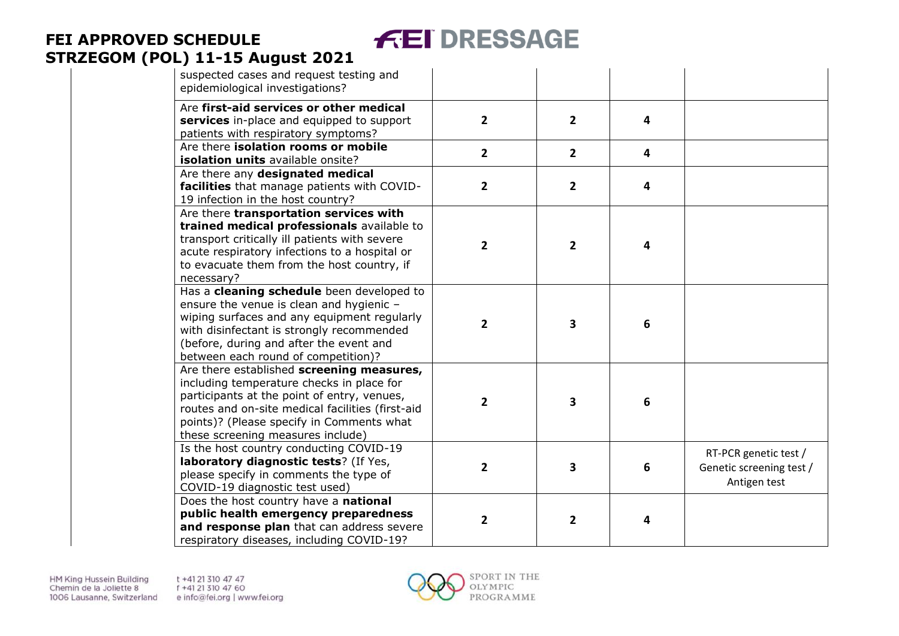| | | | | |
|---|---|---|---|---|
| suspected cases and request testing and epidemiological investigations? | | | | |
| Are **first-aid services or other medical services** in-place and equipped to support patients with respiratory symptoms? | **2** | **2** | **4** | |
| Are there **isolation rooms or mobile isolation units** available onsite? | **2** | **2** | **4** | |
| Are there any **designated medical facilities** that manage patients with COVID-19 infection in the host country? | **2** | **2** | **4** | |
| Are there **transportation services with trained medical professionals** available to transport critically ill patients with severe acute respiratory infections to a hospital or to evacuate them from the host country, if necessary? | **2** | **2** | **4** | |
| Has a **cleaning schedule** been developed to ensure the venue is clean and hygienic – wiping surfaces and any equipment regularly with disinfectant is strongly recommended (before, during and after the event and between each round of competition)? | **2** | **3** | **6** | |
| Are there established **screening measures,** including temperature checks in place for participants at the point of entry, venues, routes and on-site medical facilities (first-aid points)? (Please specify in Comments what these screening measures include) | **2** | **3** | **6** | |
| Is the host country conducting COVID-19 **laboratory diagnostic tests**? (If Yes, please specify in comments the type of COVID-19 diagnostic test used) | **2** | **3** | **6** | RT-PCR genetic test / Genetic screening test / Antigen test |
| Does the host country have a **national public health emergency preparedness and response plan** that can address severe respiratory diseases, including COVID-19? | **2** | **2** | **4** | |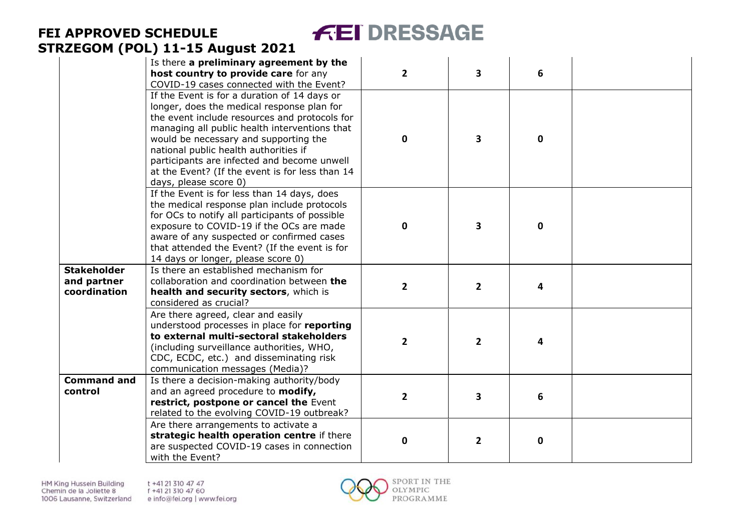| | | | | | |
|---|---|---|---|---|---|
| | Is there **a preliminary agreement by the host country to provide care** for any COVID-19 cases connected with the Event? | 2 | 3 | 6 | |
| | If the Event is for a duration of 14 days or longer, does the medical response plan for the event include resources and protocols for managing all public health interventions that would be necessary and supporting the national public health authorities if participants are infected and become unwell at the Event? (If the event is for less than 14 days, please score 0) | 0 | 3 | 0 | |
| | If the Event is for less than 14 days, does the medical response plan include protocols for OCs to notify all participants of possible exposure to COVID-19 if the OCs are made aware of any suspected or confirmed cases that attended the Event? (If the event is for 14 days or longer, please score 0) | 0 | 3 | 0 | |
| **Stakeholder and partner coordination** | Is there an established mechanism for collaboration and coordination between **the health and security sectors**, which is considered as crucial? | 2 | 2 | 4 | |
| | Are there agreed, clear and easily understood processes in place for **reporting to external multi-sectoral stakeholders** (including surveillance authorities, WHO, CDC, ECDC, etc.) and disseminating risk communication messages (Media)? | 2 | 2 | 4 | |
| **Command and control** | Is there a decision-making authority/body and an agreed procedure to **modify, restrict, postpone or cancel the** Event related to the evolving COVID-19 outbreak? | 2 | 3 | 6 | |
| | Are there arrangements to activate a **strategic health operation centre** if there are suspected COVID-19 cases in connection with the Event? | 0 | 2 | 0 | |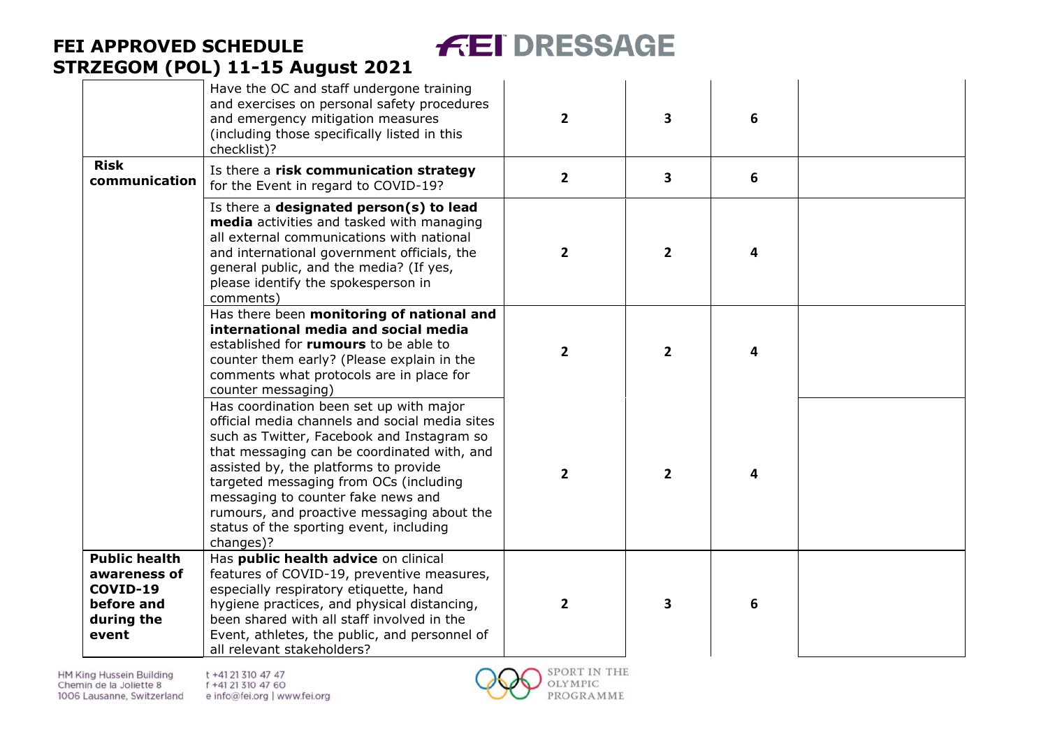| | | | | | |
|---|---|---|---|---|---|
| | Have the OC and staff undergone training and exercises on personal safety procedures and emergency mitigation measures (including those specifically listed in this checklist)? | 2 | 3 | 6 | |
| **Risk communication** | Is there a **risk communication strategy** for the Event in regard to COVID-19? | 2 | 3 | 6 | |
| | Is there a **designated person(s) to lead media** activities and tasked with managing all external communications with national and international government officials, the general public, and the media? (If yes, please identify the spokesperson in comments) | 2 | 2 | 4 | |
| | Has there been **monitoring of national and international media and social media** established for **rumours** to be able to counter them early? (Please explain in the comments what protocols are in place for counter messaging) | 2 | 2 | 4 | |
| | Has coordination been set up with major official media channels and social media sites such as Twitter, Facebook and Instagram so that messaging can be coordinated with, and assisted by, the platforms to provide targeted messaging from OCs (including messaging to counter fake news and rumours, and proactive messaging about the status of the sporting event, including changes)? | 2 | 2 | 4 | |
| **Public health awareness of COVID-19 before and during the event** | Has **public health advice** on clinical features of COVID-19, preventive measures, especially respiratory etiquette, hand hygiene practices, and physical distancing, been shared with all staff involved in the Event, athletes, the public, and personnel of all relevant stakeholders? | 2 | 3 | 6 | |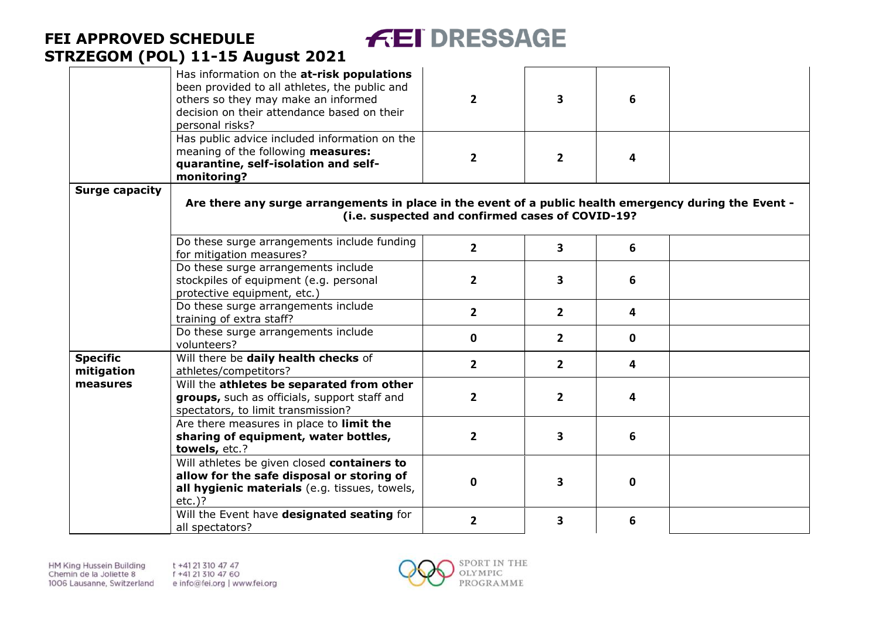| | | | | | |
|---|---|---|---|---|---|
| | Has information on the **at-risk populations** been provided to all athletes, the public and others so they may make an informed decision on their attendance based on their personal risks? | **2** | **3** | **6** | |
| | Has public advice included information on the meaning of the following **measures: quarantine, self-isolation and self-monitoring?** | **2** | **2** | **4** | |
| **Surge capacity** | **Are there any surge arrangements in place in the event of a public health emergency during the Event - (i.e. suspected and confirmed cases of COVID-19?** | | | | |
| | Do these surge arrangements include funding for mitigation measures? | **2** | **3** | **6** | |
| | Do these surge arrangements include stockpiles of equipment (e.g. personal protective equipment, etc.) | **2** | **3** | **6** | |
| | Do these surge arrangements include training of extra staff? | **2** | **2** | **4** | |
| | Do these surge arrangements include volunteers? | **0** | **2** | **0** | |
| **Specific mitigation measures** | Will there be **daily health checks** of athletes/competitors? | **2** | **2** | **4** | |
| | Will the **athletes be separated from other groups,** such as officials, support staff and spectators, to limit transmission? | **2** | **2** | **4** | |
| | Are there measures in place to **limit the sharing of equipment, water bottles, towels,** etc.? | **2** | **3** | **6** | |
| | Will athletes be given closed **containers to allow for the safe disposal or storing of all hygienic materials** (e.g. tissues, towels, etc.)? | **0** | **3** | **0** | |
| | Will the Event have **designated seating** for all spectators? | **2** | **3** | **6** | |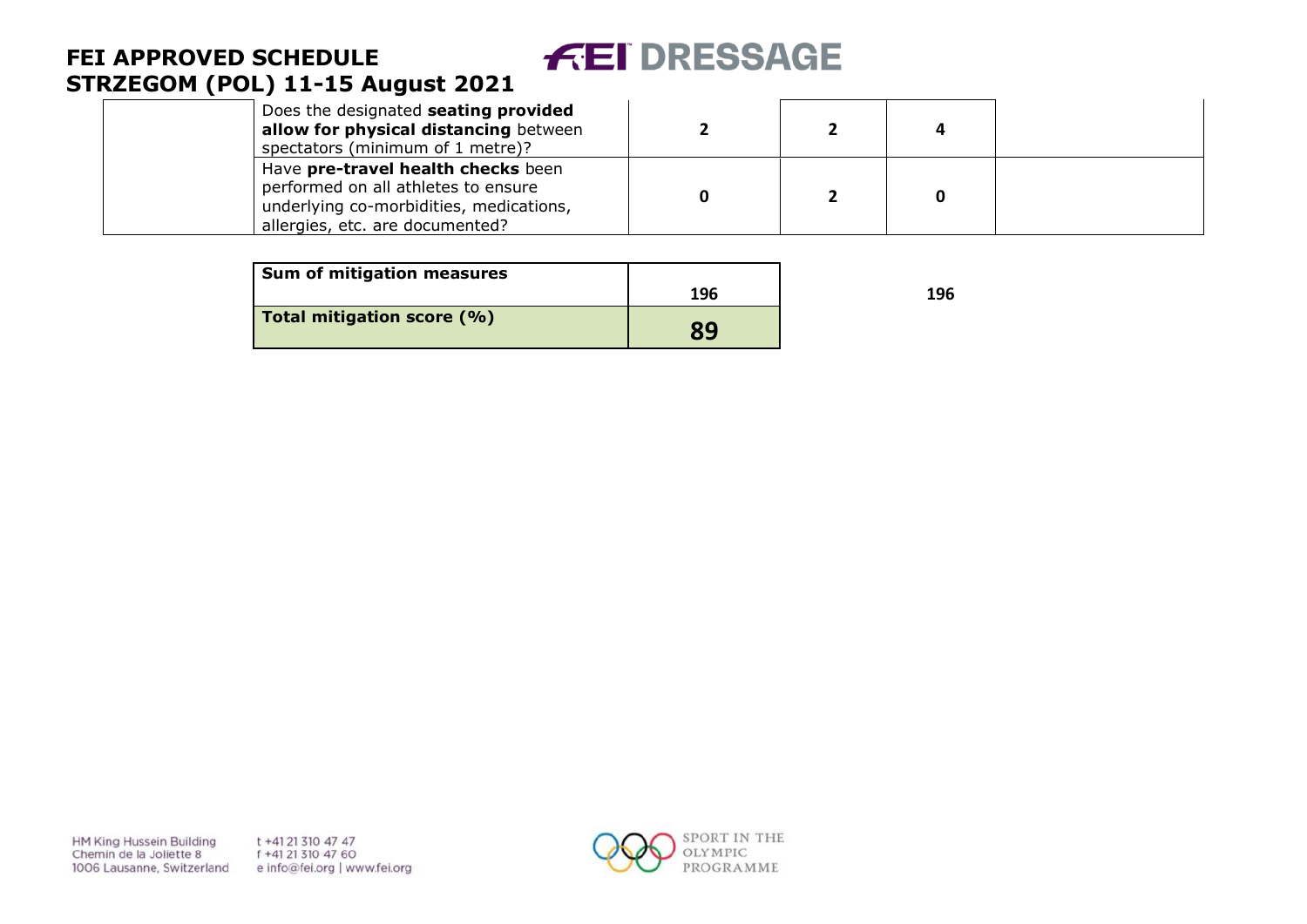| | | | | | |
|---|---|---|---|---|---|
| | Does the designated **seating provided allow for physical distancing** between spectators (minimum of 1 metre)? | **2** | **2** | **4** | |
| | Have **pre-travel health checks** been performed on all athletes to ensure underlying co-morbidities, medications, allergies, etc. are documented? | **0** | **2** | **0** | |

| | | | |
|---|---|---|---|
| **Sum of mitigation measures** | **196** | | **196** |
| **Total mitigation score (%)** | **89** | | |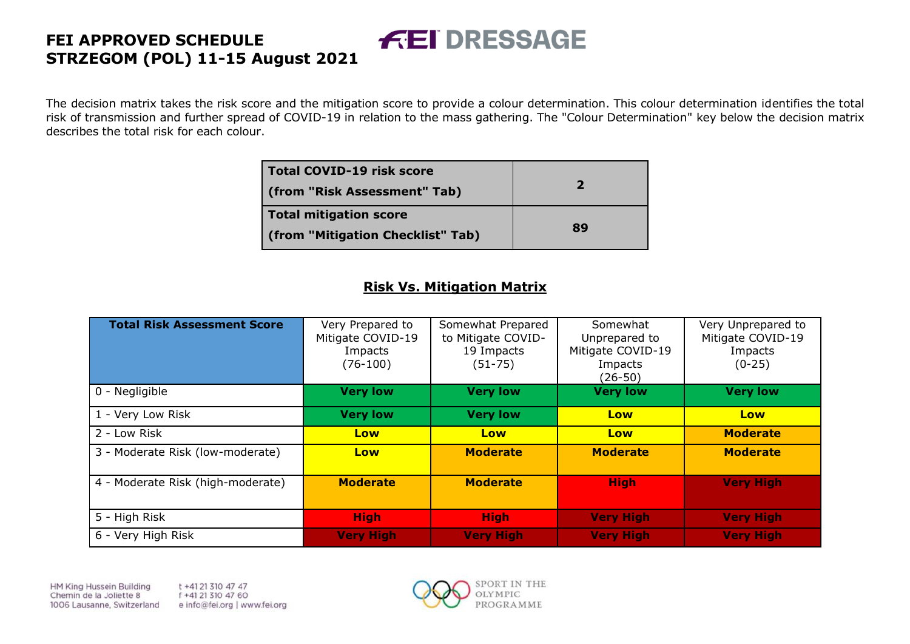# FEI APPROVED SCHEDULE
# STRZEGOM (POL) 11-15 August 2021

FEI DRESSAGE

The decision matrix takes the risk score and the mitigation score to provide a colour determination. This colour determination identifies the total risk of transmission and further spread of COVID-19 in relation to the mass gathering. The "Colour Determination" key below the decision matrix describes the total risk for each colour.

| **Total COVID-19 risk score (from "Risk Assessment" Tab)** | **2** |
|---|---|
| **Total mitigation score (from "Mitigation Checklist" Tab)** | **89** |

## Risk Vs. Mitigation Matrix

| **Total Risk Assessment Score** | Very Prepared to Mitigate COVID-19 Impacts (76-100) | Somewhat Prepared to Mitigate COVID-19 Impacts (51-75) | Somewhat Unprepared to Mitigate COVID-19 Impacts (26-50) | Very Unprepared to Mitigate COVID-19 Impacts (0-25) |
|---|---|---|---|---|
| 0 - Negligible | **Very low** | **Very low** | **Very low** | **Very low** |
| 1 - Very Low Risk | **Very low** | **Very low** | **Low** | **Low** |
| 2 - Low Risk | **Low** | **Low** | **Low** | **Moderate** |
| 3 - Moderate Risk (low-moderate) | **Low** | **Moderate** | **Moderate** | **Moderate** |
| 4 - Moderate Risk (high-moderate) | **Moderate** | **Moderate** | **High** | **Very High** |
| 5 - High Risk | **High** | **High** | **Very High** | **Very High** |
| 6 - Very High Risk | **Very High** | **Very High** | **Very High** | **Very High** |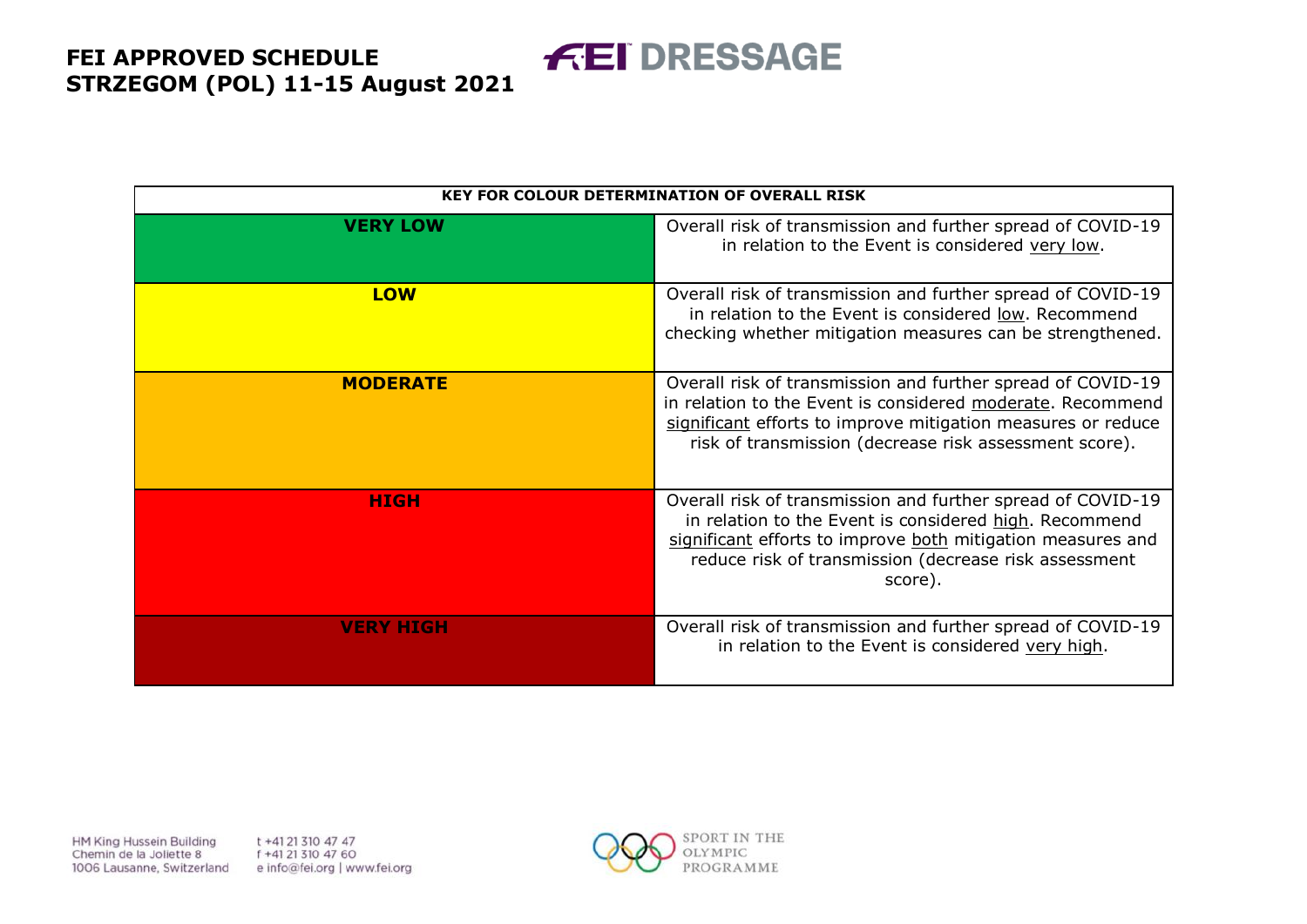| KEY FOR COLOUR DETERMINATION OF OVERALL RISK | |
|---|---|
| **VERY LOW** | Overall risk of transmission and further spread of COVID-19 in relation to the Event is considered very low. |
| **LOW** | Overall risk of transmission and further spread of COVID-19 in relation to the Event is considered low. Recommend checking whether mitigation measures can be strengthened. |
| **MODERATE** | Overall risk of transmission and further spread of COVID-19 in relation to the Event is considered moderate. Recommend significant efforts to improve mitigation measures or reduce risk of transmission (decrease risk assessment score). |
| **HIGH** | Overall risk of transmission and further spread of COVID-19 in relation to the Event is considered high. Recommend significant efforts to improve both mitigation measures and reduce risk of transmission (decrease risk assessment score). |
| **VERY HIGH** | Overall risk of transmission and further spread of COVID-19 in relation to the Event is considered very high. |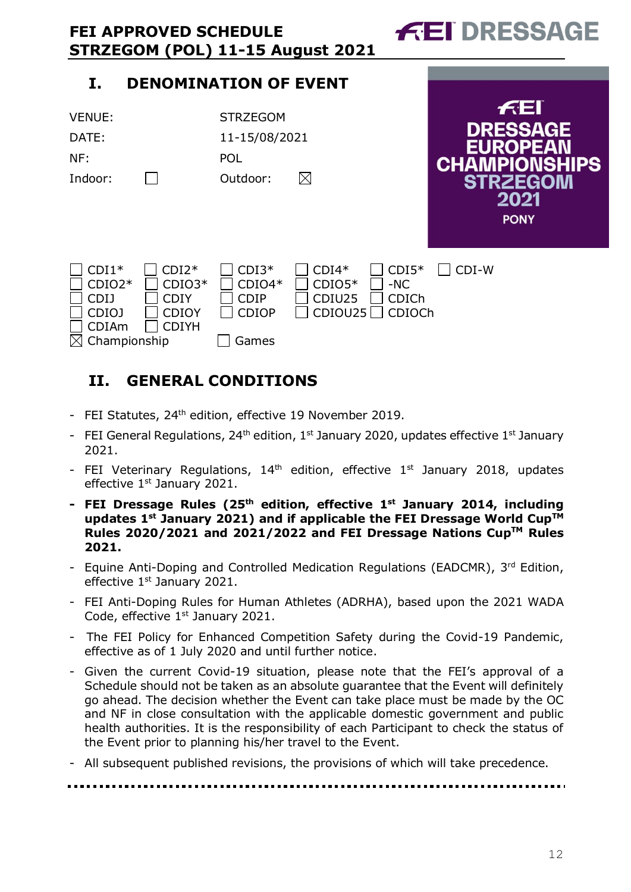# I. DENOMINATION OF EVENT

| | | | |
|---|---|---|---|
| VENUE: | | STRZEGOM | |
| DATE: | | 11-15/08/2021 | |
| NF: | | POL | |
| Indoor: | ☐ | Outdoor: | ☒ |

FEI DRESSAGE EUROPEAN CHAMPIONSHIPS STRZEGOM 2021 PONY

| | | | | | |
|---|---|---|---|---|---|
| ☐ CDI1* | ☐ CDI2* | ☐ CDI3* | ☐ CDI4* | ☐ CDI5* | ☐ CDI-W |
| ☐ CDIO2* | ☐ CDIO3* | ☐ CDIO4* | ☐ CDIO5* | ☐ -NC | |
| ☐ CDIJ | ☐ CDIY | ☐ CDIP | ☐ CDIU25 | ☐ CDICh | |
| ☐ CDIOJ | ☐ CDIOY | ☐ CDIOP | ☐ CDIOU25 | ☐ CDIOCh | |
| ☐ CDIAm | ☐ CDIYH | | | | |
| ☒ Championship | | ☐ Games | | | |

# II. GENERAL CONDITIONS

- FEI Statutes, 24th edition, effective 19 November 2019.
- FEI General Regulations, 24th edition, 1st January 2020, updates effective 1st January 2021.
- FEI Veterinary Regulations, 14th edition, effective 1st January 2018, updates effective 1st January 2021.
- **FEI Dressage Rules (25th edition, effective 1st January 2014, including updates 1st January 2021) and if applicable the FEI Dressage World Cup™ Rules 2020/2021 and 2021/2022 and FEI Dressage Nations Cup™ Rules 2021.**
- Equine Anti-Doping and Controlled Medication Regulations (EADCMR), 3rd Edition, effective 1st January 2021.
- FEI Anti-Doping Rules for Human Athletes (ADRHA), based upon the 2021 WADA Code, effective 1st January 2021.
- The FEI Policy for Enhanced Competition Safety during the Covid-19 Pandemic, effective as of 1 July 2020 and until further notice.
- Given the current Covid-19 situation, please note that the FEI's approval of a Schedule should not be taken as an absolute guarantee that the Event will definitely go ahead. The decision whether the Event can take place must be made by the OC and NF in close consultation with the applicable domestic government and public health authorities. It is the responsibility of each Participant to check the status of the Event prior to planning his/her travel to the Event.
- All subsequent published revisions, the provisions of which will take precedence.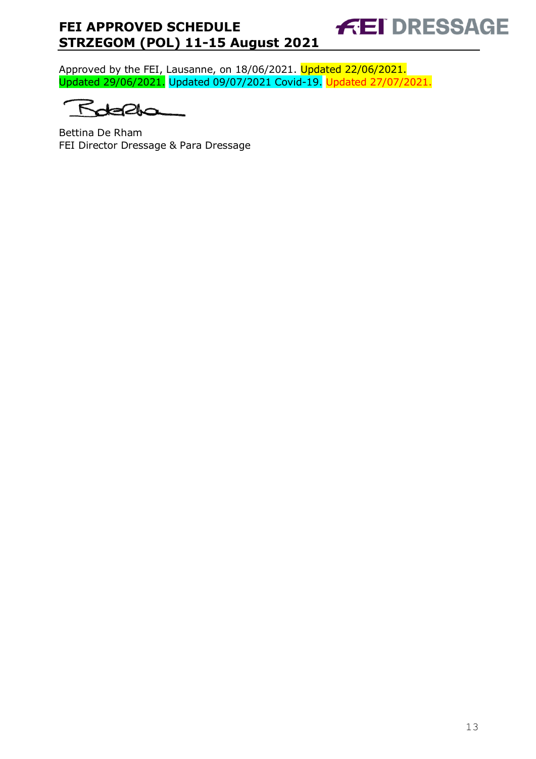Approved by the FEI, Lausanne, on 18/06/2021. Updated 22/06/2021. Updated 29/06/2021. Updated 09/07/2021 Covid-19. Updated 27/07/2021.

Bettina De Rham
FEI Director Dressage & Para Dressage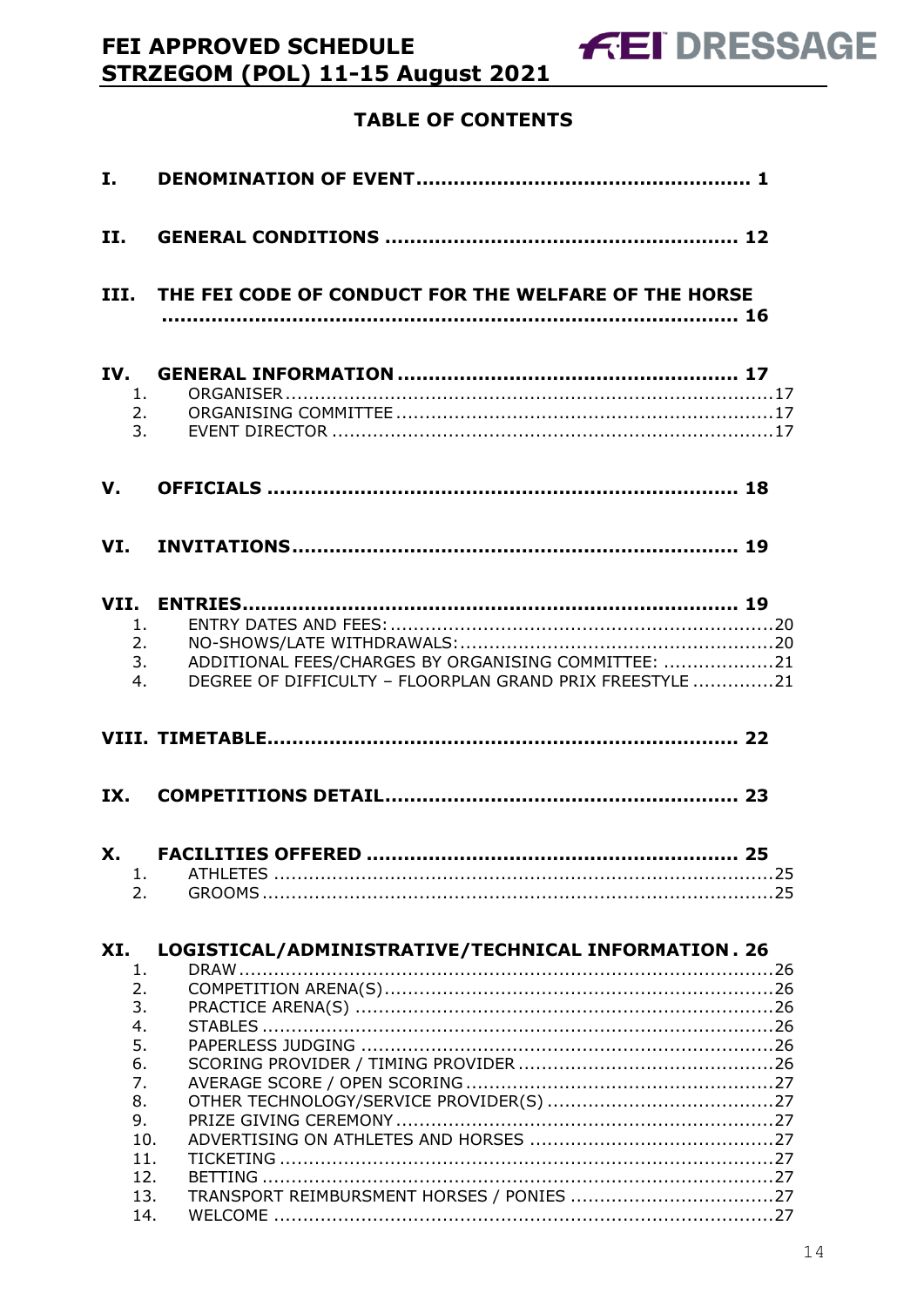## TABLE OF CONTENTS

**I. DENOMINATION OF EVENT** .......................................................... 1

**II. GENERAL CONDITIONS** .......................................................... 12

**III. THE FEI CODE OF CONDUCT FOR THE WELFARE OF THE HORSE** .......................................................... 16

**IV. GENERAL INFORMATION** .......................................................... 17
1. ORGANISER .......................................................... 17
2. ORGANISING COMMITTEE .......................................................... 17
3. EVENT DIRECTOR .......................................................... 17

**V. OFFICIALS** .......................................................... 18

**VI. INVITATIONS** .......................................................... 19

**VII. ENTRIES** .......................................................... 19
1. ENTRY DATES AND FEES: .......................................................... 20
2. NO-SHOWS/LATE WITHDRAWALS: .......................................................... 20
3. ADDITIONAL FEES/CHARGES BY ORGANISING COMMITTEE: .......................................................... 21
4. DEGREE OF DIFFICULTY – FLOORPLAN GRAND PRIX FREESTYLE .......................................................... 21

**VIII. TIMETABLE** .......................................................... 22

**IX. COMPETITIONS DETAIL** .......................................................... 23

**X. FACILITIES OFFERED** .......................................................... 25
1. ATHLETES .......................................................... 25
2. GROOMS .......................................................... 25

**XI. LOGISTICAL/ADMINISTRATIVE/TECHNICAL INFORMATION** . 26
1. DRAW .......................................................... 26
2. COMPETITION ARENA(S) .......................................................... 26
3. PRACTICE ARENA(S) .......................................................... 26
4. STABLES .......................................................... 26
5. PAPERLESS JUDGING .......................................................... 26
6. SCORING PROVIDER / TIMING PROVIDER .......................................................... 26
7. AVERAGE SCORE / OPEN SCORING .......................................................... 27
8. OTHER TECHNOLOGY/SERVICE PROVIDER(S) .......................................................... 27
9. PRIZE GIVING CEREMONY .......................................................... 27
10. ADVERTISING ON ATHLETES AND HORSES .......................................................... 27
11. TICKETING .......................................................... 27
12. BETTING .......................................................... 27
13. TRANSPORT REIMBURSMENT HORSES / PONIES .......................................................... 27
14. WELCOME .......................................................... 27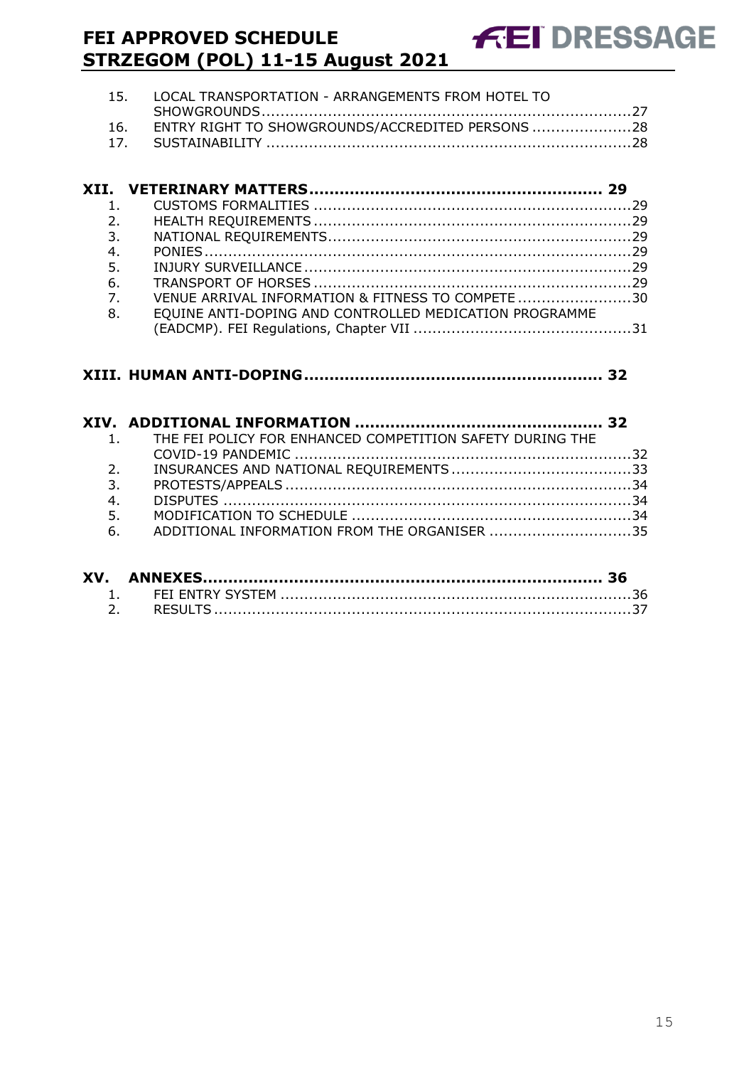15. LOCAL TRANSPORTATION - ARRANGEMENTS FROM HOTEL TO SHOWGROUNDS ........ 27
16. ENTRY RIGHT TO SHOWGROUNDS/ACCREDITED PERSONS ........ 28
17. SUSTAINABILITY ........ 28

**XII. VETERINARY MATTERS ........ 29**

1. CUSTOMS FORMALITIES ........ 29
2. HEALTH REQUIREMENTS ........ 29
3. NATIONAL REQUIREMENTS ........ 29
4. PONIES ........ 29
5. INJURY SURVEILLANCE ........ 29
6. TRANSPORT OF HORSES ........ 29
7. VENUE ARRIVAL INFORMATION & FITNESS TO COMPETE ........ 30
8. EQUINE ANTI-DOPING AND CONTROLLED MEDICATION PROGRAMME (EADCMP). FEI Regulations, Chapter VII ........ 31

**XIII. HUMAN ANTI-DOPING ........ 32**

**XIV. ADDITIONAL INFORMATION ........ 32**

1. THE FEI POLICY FOR ENHANCED COMPETITION SAFETY DURING THE COVID-19 PANDEMIC ........ 32
2. INSURANCES AND NATIONAL REQUIREMENTS ........ 33
3. PROTESTS/APPEALS ........ 34
4. DISPUTES ........ 34
5. MODIFICATION TO SCHEDULE ........ 34
6. ADDITIONAL INFORMATION FROM THE ORGANISER ........ 35

**XV. ANNEXES ........ 36**

1. FEI ENTRY SYSTEM ........ 36
2. RESULTS ........ 37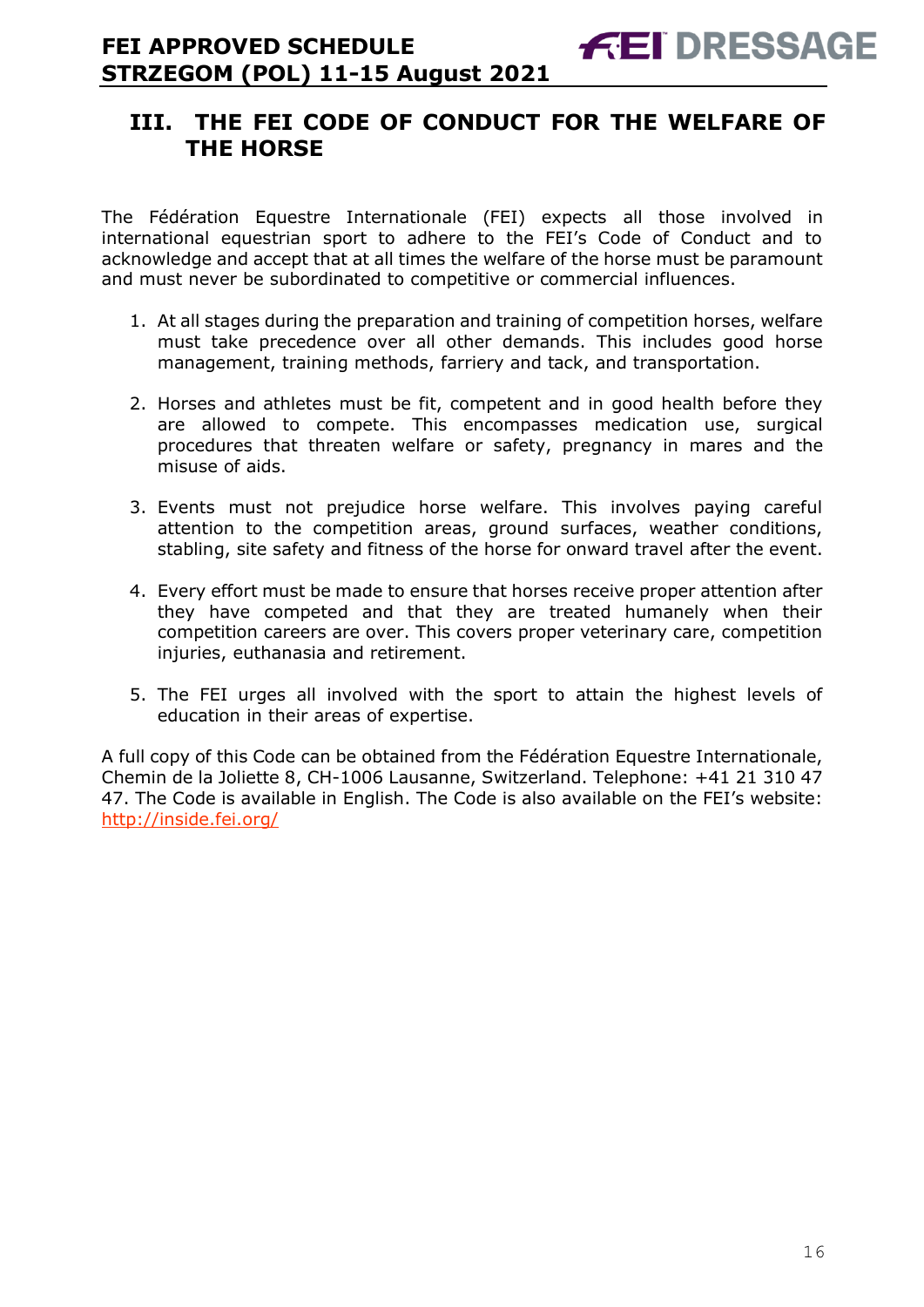## III. THE FEI CODE OF CONDUCT FOR THE WELFARE OF THE HORSE

The Fédération Equestre Internationale (FEI) expects all those involved in international equestrian sport to adhere to the FEI's Code of Conduct and to acknowledge and accept that at all times the welfare of the horse must be paramount and must never be subordinated to competitive or commercial influences.

1. At all stages during the preparation and training of competition horses, welfare must take precedence over all other demands. This includes good horse management, training methods, farriery and tack, and transportation.

2. Horses and athletes must be fit, competent and in good health before they are allowed to compete. This encompasses medication use, surgical procedures that threaten welfare or safety, pregnancy in mares and the misuse of aids.

3. Events must not prejudice horse welfare. This involves paying careful attention to the competition areas, ground surfaces, weather conditions, stabling, site safety and fitness of the horse for onward travel after the event.

4. Every effort must be made to ensure that horses receive proper attention after they have competed and that they are treated humanely when their competition careers are over. This covers proper veterinary care, competition injuries, euthanasia and retirement.

5. The FEI urges all involved with the sport to attain the highest levels of education in their areas of expertise.

A full copy of this Code can be obtained from the Fédération Equestre Internationale, Chemin de la Joliette 8, CH-1006 Lausanne, Switzerland. Telephone: +41 21 310 47 47. The Code is available in English. The Code is also available on the FEI's website: http://inside.fei.org/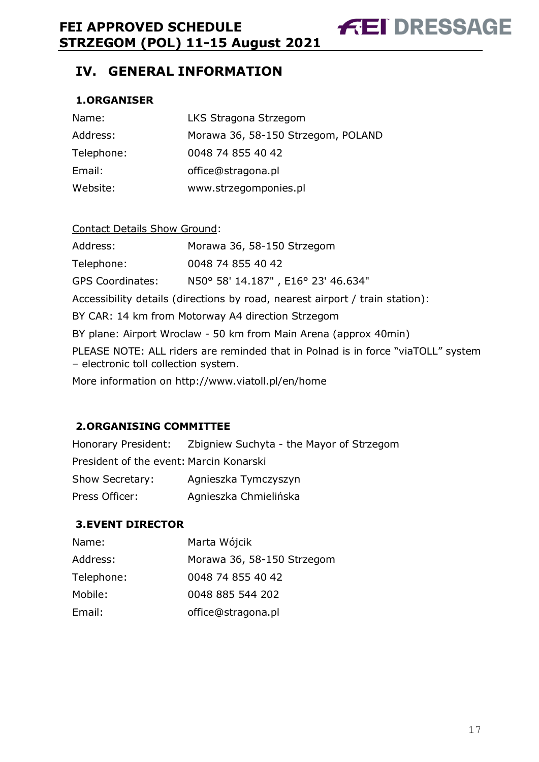## IV. GENERAL INFORMATION

### 1.ORGANISER

| | |
|---|---|
| Name: | LKS Stragona Strzegom |
| Address: | Morawa 36, 58-150 Strzegom, POLAND |
| Telephone: | 0048 74 855 40 42 |
| Email: | office@stragona.pl |
| Website: | www.strzegomponies.pl |

Contact Details Show Ground:

| | |
|---|---|
| Address: | Morawa 36, 58-150 Strzegom |
| Telephone: | 0048 74 855 40 42 |
| GPS Coordinates: | N50° 58' 14.187" , E16° 23' 46.634" |

Accessibility details (directions by road, nearest airport / train station):

BY CAR: 14 km from Motorway A4 direction Strzegom

BY plane: Airport Wroclaw - 50 km from Main Arena (approx 40min)

PLEASE NOTE: ALL riders are reminded that in Polnad is in force "viaTOLL" system – electronic toll collection system.

More information on http://www.viatoll.pl/en/home

### 2.ORGANISING COMMITTEE

| | |
|---|---|
| Honorary President: | Zbigniew Suchyta - the Mayor of Strzegom |
| President of the event: | Marcin Konarski |
| Show Secretary: | Agnieszka Tymczyszyn |
| Press Officer: | Agnieszka Chmielińska |

### 3.EVENT DIRECTOR

| | |
|---|---|
| Name: | Marta Wójcik |
| Address: | Morawa 36, 58-150 Strzegom |
| Telephone: | 0048 74 855 40 42 |
| Mobile: | 0048 885 544 202 |
| Email: | office@stragona.pl |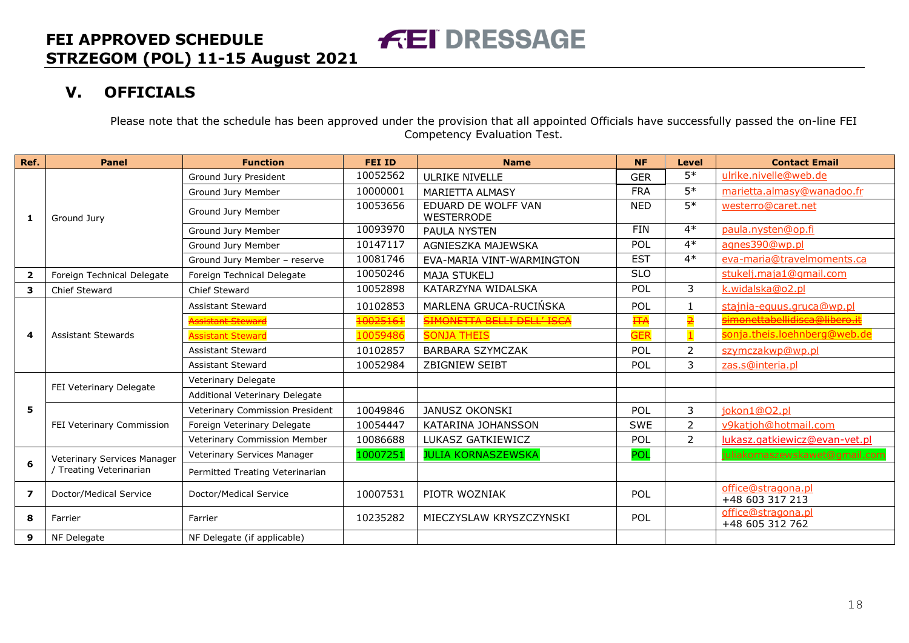# FEI APPROVED SCHEDULE
# STRZEGOM (POL) 11-15 August 2021

## V. OFFICIALS

Please note that the schedule has been approved under the provision that all appointed Officials have successfully passed the on-line FEI Competency Evaluation Test.

| Ref. | Panel | Function | FEI ID | Name | NF | Level | Contact Email |
|---|---|---|---|---|---|---|---|
| 1 | Ground Jury | Ground Jury President | 10052562 | ULRIKE NIVELLE | GER | 5* | ulrike.nivelle@web.de |
| | | Ground Jury Member | 10000001 | MARIETTA ALMASY | FRA | 5* | marietta.almasy@wanadoo.fr |
| | | Ground Jury Member | 10053656 | EDUARD DE WOLFF VAN WESTERRODE | NED | 5* | westerro@caret.net |
| | | Ground Jury Member | 10093970 | PAULA NYSTEN | FIN | 4* | paula.nysten@op.fi |
| | | Ground Jury Member | 10147117 | AGNIESZKA MAJEWSKA | POL | 4* | agnes390@wp.pl |
| | | Ground Jury Member – reserve | 10081746 | EVA-MARIA VINT-WARMINGTON | EST | 4* | eva-maria@travelmoments.ca |
| 2 | Foreign Technical Delegate | Foreign Technical Delegate | 10050246 | MAJA STUKELJ | SLO | | stukelj.maja1@gmail.com |
| 3 | Chief Steward | Chief Steward | 10052898 | KATARZYNA WIDALSKA | POL | 3 | k.widalska@o2.pl |
| 4 | Assistant Stewards | Assistant Steward | 10102853 | MARLENA GRUCA-RUCIŃSKA | POL | 1 | stajnia-equus.gruca@wp.pl |
| | | ~~Assistant Steward~~ | ~~10025161~~ | ~~SIMONETTA BELLI DELL' ISCA~~ | ~~ITA~~ | ~~2~~ | ~~simonettabellidisca@libero.it~~ |
| | | Assistant Steward | 10059486 | SONJA THEIS | GER | 1 | sonja.theis.loehnberg@web.de |
| | | Assistant Steward | 10102857 | BARBARA SZYMCZAK | POL | 2 | szymczakwp@wp.pl |
| | | Assistant Steward | 10052984 | ZBIGNIEW SEIBT | POL | 3 | zas.s@interia.pl |
| 5 | FEI Veterinary Delegate | Veterinary Delegate | | | | | |
| | | Additional Veterinary Delegate | | | | | |
| | FEI Veterinary Commission | Veterinary Commission President | 10049846 | JANUSZ OKONSKI | POL | 3 | jokon1@O2.pl |
| | | Foreign Veterinary Delegate | 10054447 | KATARINA JOHANSSON | SWE | 2 | v9katjoh@hotmail.com |
| | | Veterinary Commission Member | 10086688 | LUKASZ GATKIEWICZ | POL | 2 | lukasz.gatkiewicz@evan-vet.pl |
| 6 | Veterinary Services Manager / Treating Veterinarian | Veterinary Services Manager | 10007251 | JULIA KORNASZEWSKA | POL | | juliakornaszewskawet@gmail.com |
| | | Permitted Treating Veterinarian | | | | | |
| 7 | Doctor/Medical Service | Doctor/Medical Service | 10007531 | PIOTR WOZNIAK | POL | | office@stragona.pl +48 603 317 213 |
| 8 | Farrier | Farrier | 10235282 | MIECZYSLAW KRYSZCZYNSKI | POL | | office@stragona.pl +48 605 312 762 |
| 9 | NF Delegate | NF Delegate (if applicable) | | | | | |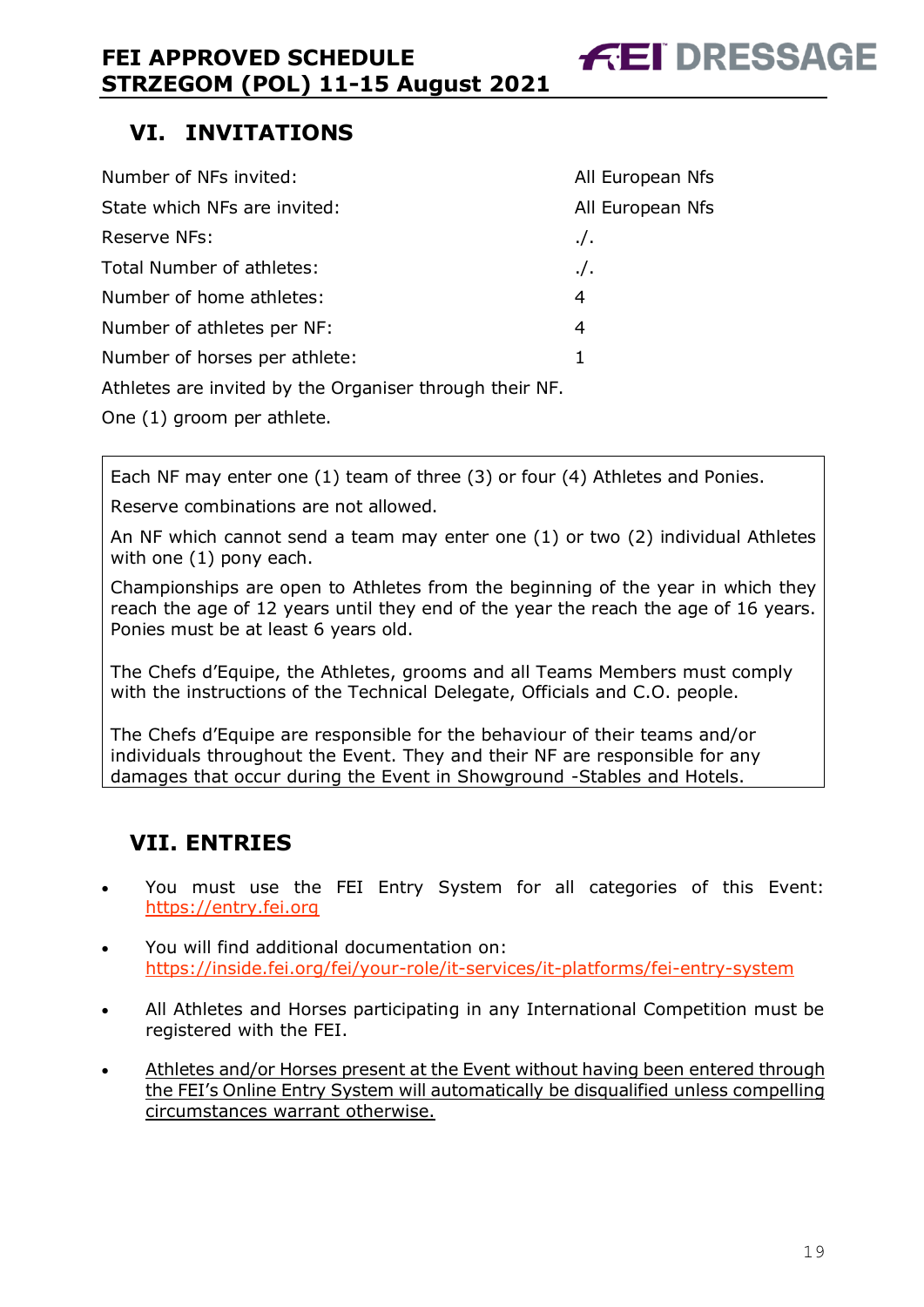## VI. INVITATIONS

| | |
|---|---|
| Number of NFs invited: | All European Nfs |
| State which NFs are invited: | All European Nfs |
| Reserve NFs: | ./. |
| Total Number of athletes: | ./. |
| Number of home athletes: | 4 |
| Number of athletes per NF: | 4 |
| Number of horses per athlete: | 1 |

Athletes are invited by the Organiser through their NF.

One (1) groom per athlete.

Each NF may enter one (1) team of three (3) or four (4) Athletes and Ponies.

Reserve combinations are not allowed.

An NF which cannot send a team may enter one (1) or two (2) individual Athletes with one (1) pony each.

Championships are open to Athletes from the beginning of the year in which they reach the age of 12 years until they end of the year the reach the age of 16 years. Ponies must be at least 6 years old.

The Chefs d'Equipe, the Athletes, grooms and all Teams Members must comply with the instructions of the Technical Delegate, Officials and C.O. people.

The Chefs d'Equipe are responsible for the behaviour of their teams and/or individuals throughout the Event. They and their NF are responsible for any damages that occur during the Event in Showground -Stables and Hotels.

## VII. ENTRIES

- You must use the FEI Entry System for all categories of this Event: https://entry.fei.org
- You will find additional documentation on: https://inside.fei.org/fei/your-role/it-services/it-platforms/fei-entry-system
- All Athletes and Horses participating in any International Competition must be registered with the FEI.
- Athletes and/or Horses present at the Event without having been entered through the FEI's Online Entry System will automatically be disqualified unless compelling circumstances warrant otherwise.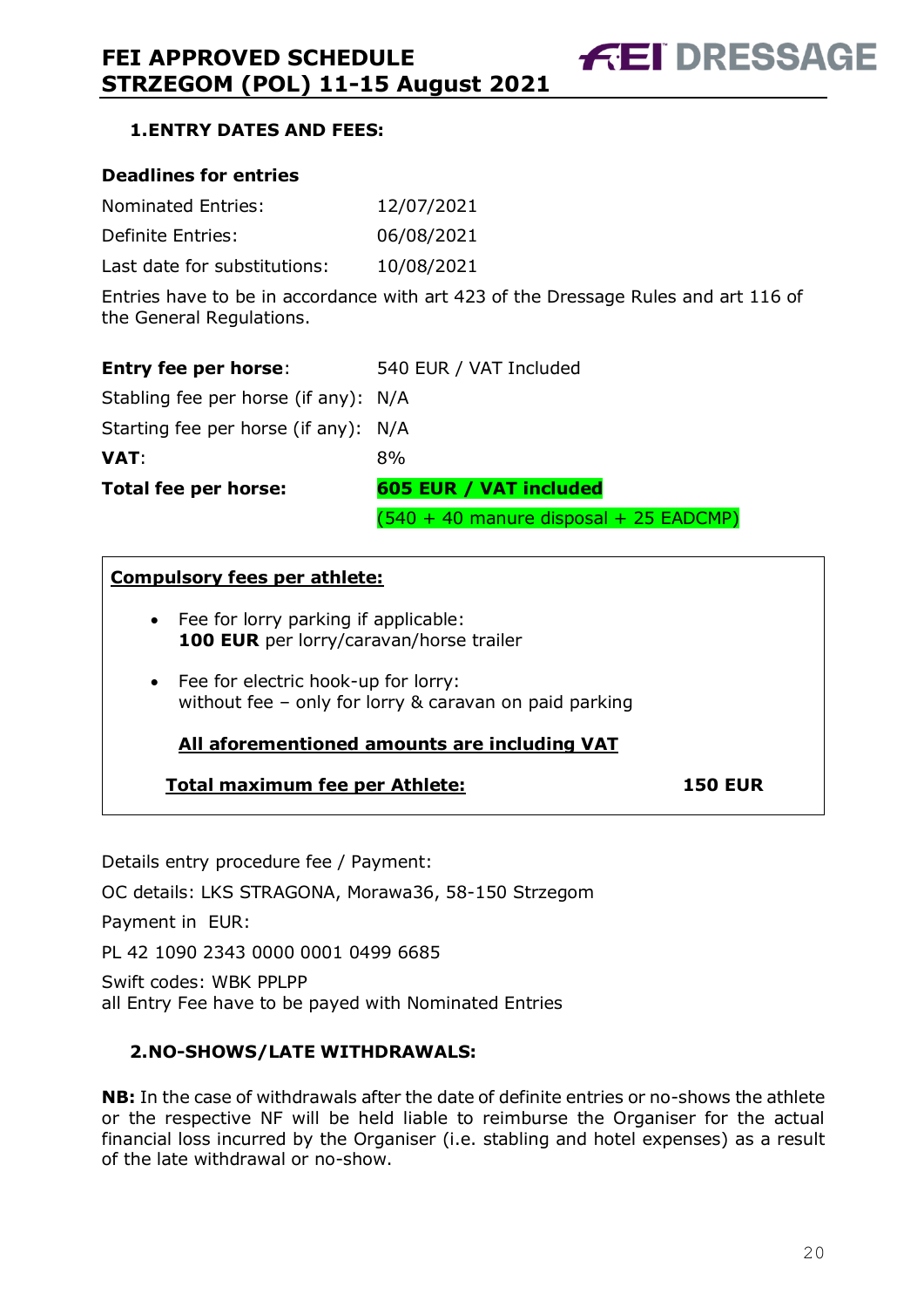### 1. ENTRY DATES AND FEES:

**Deadlines for entries**

| | |
|---|---|
| Nominated Entries: | 12/07/2021 |
| Definite Entries: | 06/08/2021 |
| Last date for substitutions: | 10/08/2021 |

Entries have to be in accordance with art 423 of the Dressage Rules and art 116 of the General Regulations.

| | |
|---|---|
| **Entry fee per horse**: | 540 EUR / VAT Included |
| Stabling fee per horse (if any): | N/A |
| Starting fee per horse (if any): | N/A |
| **VAT**: | 8% |
| **Total fee per horse:** | **605 EUR / VAT included** |
| | (540 + 40 manure disposal + 25 EADCMP) |

**Compulsory fees per athlete:**

- Fee for lorry parking if applicable:
  **100 EUR** per lorry/caravan/horse trailer
- Fee for electric hook-up for lorry:
  without fee – only for lorry & caravan on paid parking

**All aforementioned amounts are including VAT**

**Total maximum fee per Athlete:** **150 EUR**

Details entry procedure fee / Payment:

OC details: LKS STRAGONA, Morawa36, 58-150 Strzegom

Payment in EUR:

PL 42 1090 2343 0000 0001 0499 6685

Swift codes: WBK PPLPP
all Entry Fee have to be payed with Nominated Entries

### 2. NO-SHOWS/LATE WITHDRAWALS:

**NB:** In the case of withdrawals after the date of definite entries or no-shows the athlete or the respective NF will be held liable to reimburse the Organiser for the actual financial loss incurred by the Organiser (i.e. stabling and hotel expenses) as a result of the late withdrawal or no-show.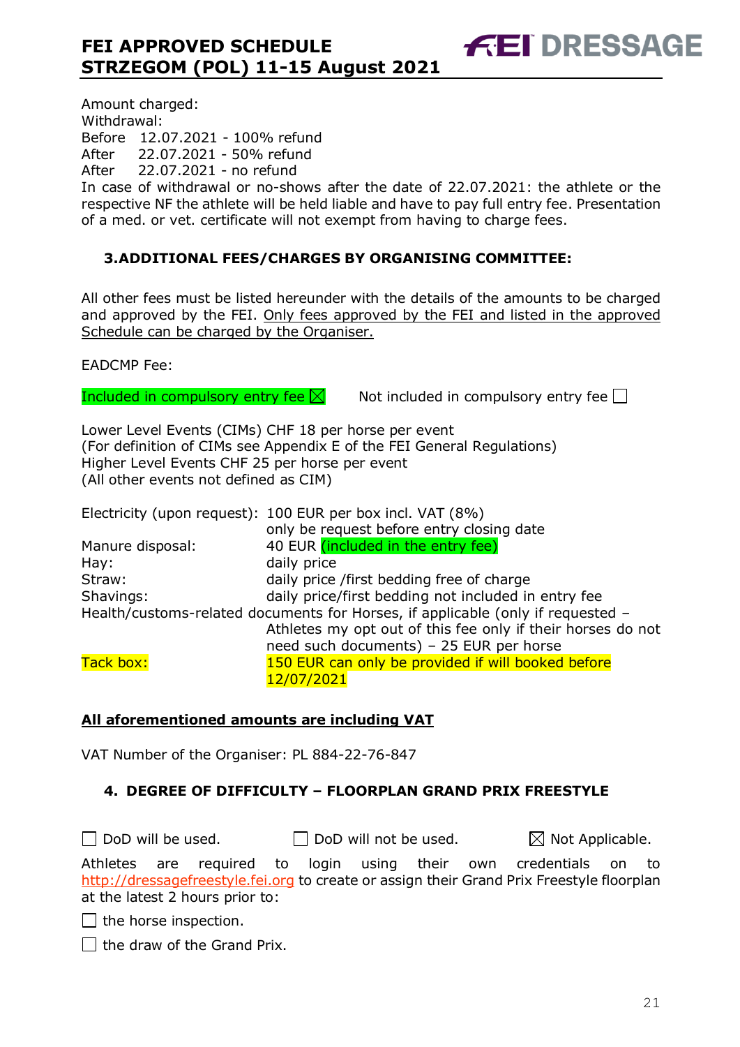Amount charged:
Withdrawal:
Before 12.07.2021 - 100% refund
After 22.07.2021 - 50% refund
After 22.07.2021 - no refund
In case of withdrawal or no-shows after the date of 22.07.2021: the athlete or the respective NF the athlete will be held liable and have to pay full entry fee. Presentation of a med. or vet. certificate will not exempt from having to charge fees.

### 3. ADDITIONAL FEES/CHARGES BY ORGANISING COMMITTEE:

All other fees must be listed hereunder with the details of the amounts to be charged and approved by the FEI. Only fees approved by the FEI and listed in the approved Schedule can be charged by the Organiser.

EADCMP Fee:

Included in compulsory entry fee ☒ Not included in compulsory entry fee ☐

Lower Level Events (CIMs) CHF 18 per horse per event
(For definition of CIMs see Appendix E of the FEI General Regulations)
Higher Level Events CHF 25 per horse per event
(All other events not defined as CIM)

| | |
|---|---|
| Electricity (upon request): | 100 EUR per box incl. VAT (8%) only be request before entry closing date |
| Manure disposal: | 40 EUR (included in the entry fee) |
| Hay: | daily price |
| Straw: | daily price /first bedding free of charge |
| Shavings: | daily price/first bedding not included in entry fee |
| Health/customs-related documents for Horses, if applicable | (only if requested – Athletes my opt out of this fee only if their horses do not need such documents) – 25 EUR per horse |
| Tack box: | 150 EUR can only be provided if will booked before 12/07/2021 |

**All aforementioned amounts are including VAT**

VAT Number of the Organiser: PL 884-22-76-847

### 4. DEGREE OF DIFFICULTY – FLOORPLAN GRAND PRIX FREESTYLE

☐ DoD will be used. ☐ DoD will not be used. ☒ Not Applicable.

Athletes are required to login using their own credentials on to http://dressagefreestyle.fei.org to create or assign their Grand Prix Freestyle floorplan at the latest 2 hours prior to:

☐ the horse inspection.

☐ the draw of the Grand Prix.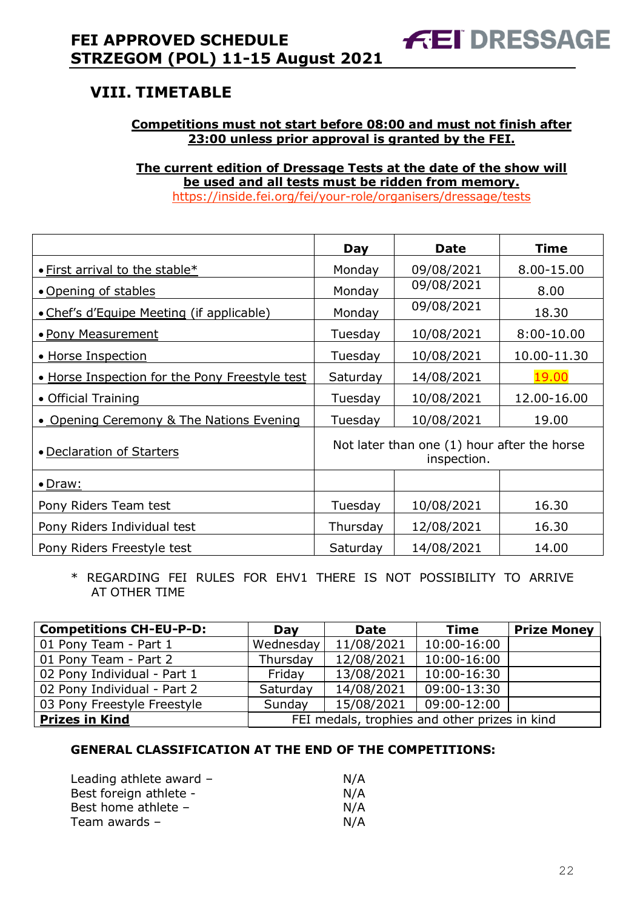## VIII. TIMETABLE

**Competitions must not start before 08:00 and must not finish after 23:00 unless prior approval is granted by the FEI.**

**The current edition of Dressage Tests at the date of the show will be used and all tests must be ridden from memory.**
https://inside.fei.org/fei/your-role/organisers/dressage/tests

| | Day | Date | Time |
|---|---|---|---|
| • First arrival to the stable* | Monday | 09/08/2021 | 8.00-15.00 |
| • Opening of stables | Monday | 09/08/2021 | 8.00 |
| • Chef's d'Equipe Meeting (if applicable) | Monday | 09/08/2021 | 18.30 |
| • Pony Measurement | Tuesday | 10/08/2021 | 8:00-10.00 |
| • Horse Inspection | Tuesday | 10/08/2021 | 10.00-11.30 |
| • Horse Inspection for the Pony Freestyle test | Saturday | 14/08/2021 | 19.00 |
| • Official Training | Tuesday | 10/08/2021 | 12.00-16.00 |
| • Opening Ceremony & The Nations Evening | Tuesday | 10/08/2021 | 19.00 |
| • Declaration of Starters | Not later than one (1) hour after the horse inspection. | | |
| • Draw: | | | |
| Pony Riders Team test | Tuesday | 10/08/2021 | 16.30 |
| Pony Riders Individual test | Thursday | 12/08/2021 | 16.30 |
| Pony Riders Freestyle test | Saturday | 14/08/2021 | 14.00 |

\* REGARDING FEI RULES FOR EHV1 THERE IS NOT POSSIBILITY TO ARRIVE AT OTHER TIME

| Competitions CH-EU-P-D: | Day | Date | Time | Prize Money |
|---|---|---|---|---|
| 01 Pony Team - Part 1 | Wednesday | 11/08/2021 | 10:00-16:00 | |
| 01 Pony Team - Part 2 | Thursday | 12/08/2021 | 10:00-16:00 | |
| 02 Pony Individual - Part 1 | Friday | 13/08/2021 | 10:00-16:30 | |
| 02 Pony Individual - Part 2 | Saturday | 14/08/2021 | 09:00-13:30 | |
| 03 Pony Freestyle Freestyle | Sunday | 15/08/2021 | 09:00-12:00 | |
| **Prizes in Kind** | FEI medals, trophies and other prizes in kind | | | |

**GENERAL CLASSIFICATION AT THE END OF THE COMPETITIONS:**

Leading athlete award – N/A
Best foreign athlete - N/A
Best home athlete – N/A
Team awards – N/A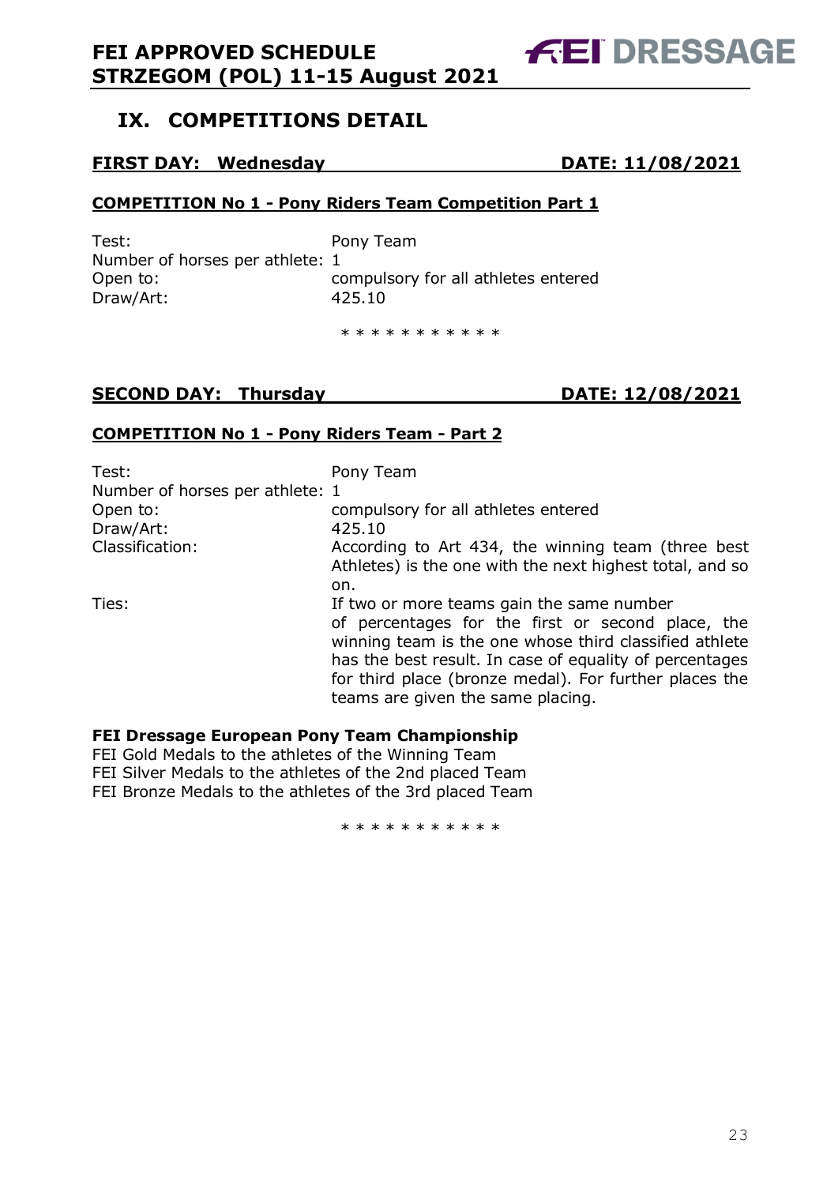## IX. COMPETITIONS DETAIL

**FIRST DAY: Wednesday DATE: 11/08/2021**

**COMPETITION No 1 - Pony Riders Team Competition Part 1**

Test: Pony Team
Number of horses per athlete: 1
Open to: compulsory for all athletes entered
Draw/Art: 425.10

* * * * * * * * * * *

**SECOND DAY: Thursday DATE: 12/08/2021**

**COMPETITION No 1 - Pony Riders Team - Part 2**

Test: Pony Team
Number of horses per athlete: 1
Open to: compulsory for all athletes entered
Draw/Art: 425.10
Classification: According to Art 434, the winning team (three best Athletes) is the one with the next highest total, and so on.
Ties: If two or more teams gain the same number of percentages for the first or second place, the winning team is the one whose third classified athlete has the best result. In case of equality of percentages for third place (bronze medal). For further places the teams are given the same placing.

**FEI Dressage European Pony Team Championship**
FEI Gold Medals to the athletes of the Winning Team
FEI Silver Medals to the athletes of the 2nd placed Team
FEI Bronze Medals to the athletes of the 3rd placed Team

* * * * * * * * * * *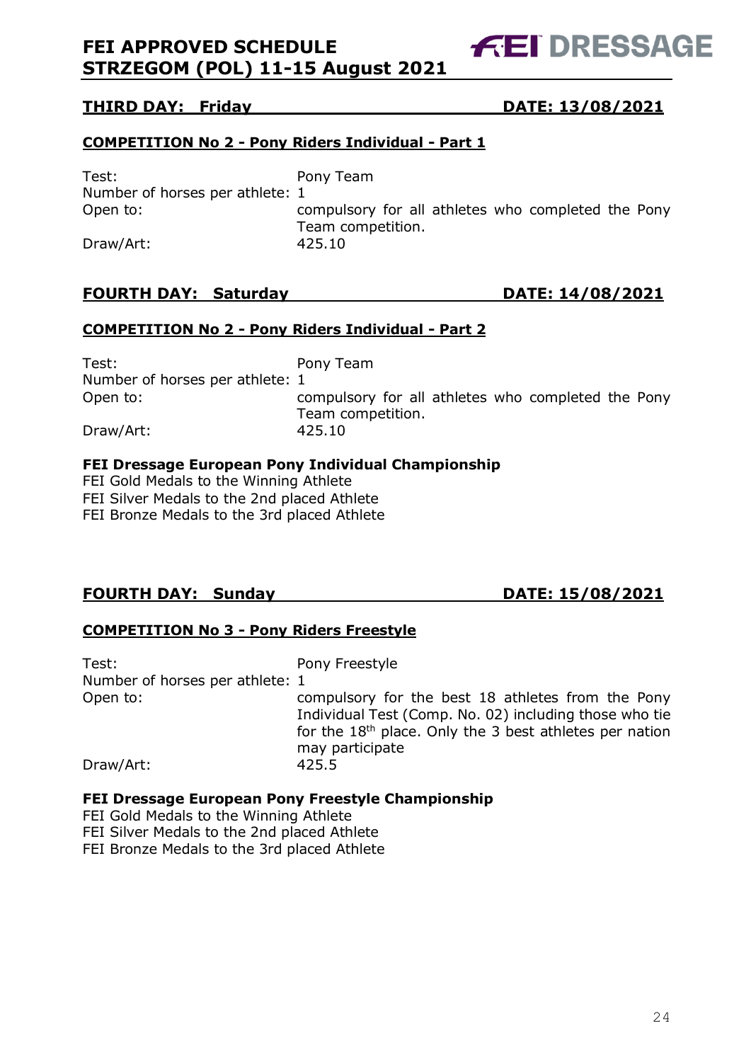## THIRD DAY: Friday DATE: 13/08/2021

### COMPETITION No 2 - Pony Riders Individual - Part 1

Test: Pony Team
Number of horses per athlete: 1
Open to: compulsory for all athletes who completed the Pony Team competition.
Draw/Art: 425.10

## FOURTH DAY: Saturday DATE: 14/08/2021

### COMPETITION No 2 - Pony Riders Individual - Part 2

Test: Pony Team
Number of horses per athlete: 1
Open to: compulsory for all athletes who completed the Pony Team competition.
Draw/Art: 425.10

**FEI Dressage European Pony Individual Championship**
FEI Gold Medals to the Winning Athlete
FEI Silver Medals to the 2nd placed Athlete
FEI Bronze Medals to the 3rd placed Athlete

## FOURTH DAY: Sunday DATE: 15/08/2021

### COMPETITION No 3 - Pony Riders Freestyle

Test: Pony Freestyle
Number of horses per athlete: 1
Open to: compulsory for the best 18 athletes from the Pony Individual Test (Comp. No. 02) including those who tie for the 18th place. Only the 3 best athletes per nation may participate
Draw/Art: 425.5

**FEI Dressage European Pony Freestyle Championship**
FEI Gold Medals to the Winning Athlete
FEI Silver Medals to the 2nd placed Athlete
FEI Bronze Medals to the 3rd placed Athlete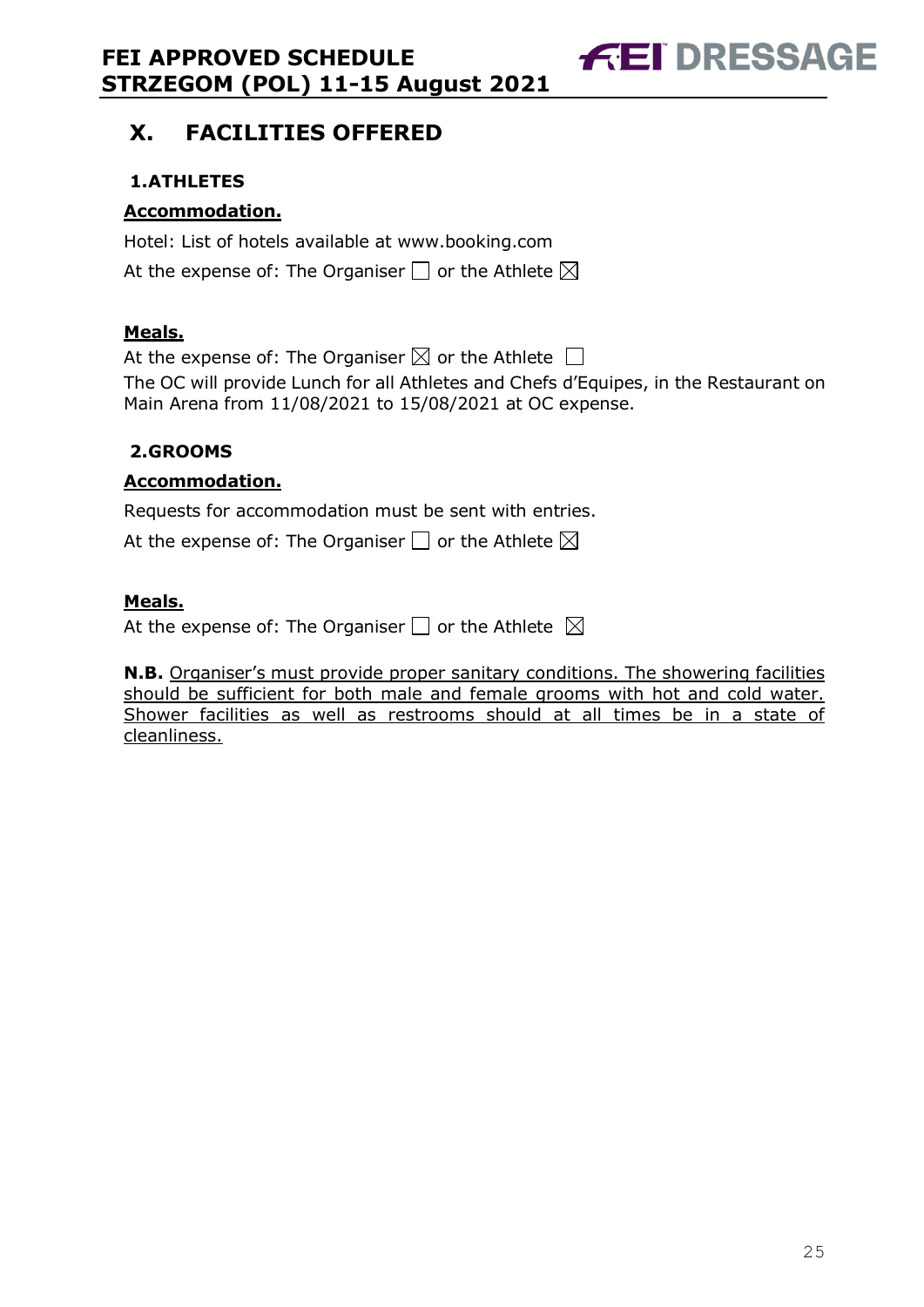# X. FACILITIES OFFERED

## 1. ATHLETES

**Accommodation.**

Hotel: List of hotels available at www.booking.com

At the expense of: The Organiser ☐ or the Athlete ☒

**Meals.**

At the expense of: The Organiser ☒ or the Athlete ☐

The OC will provide Lunch for all Athletes and Chefs d'Equipes, in the Restaurant on Main Arena from 11/08/2021 to 15/08/2021 at OC expense.

## 2. GROOMS

**Accommodation.**

Requests for accommodation must be sent with entries.

At the expense of: The Organiser ☐ or the Athlete ☒

**Meals.**

At the expense of: The Organiser ☐ or the Athlete ☒

**N.B.** Organiser's must provide proper sanitary conditions. The showering facilities should be sufficient for both male and female grooms with hot and cold water. Shower facilities as well as restrooms should at all times be in a state of cleanliness.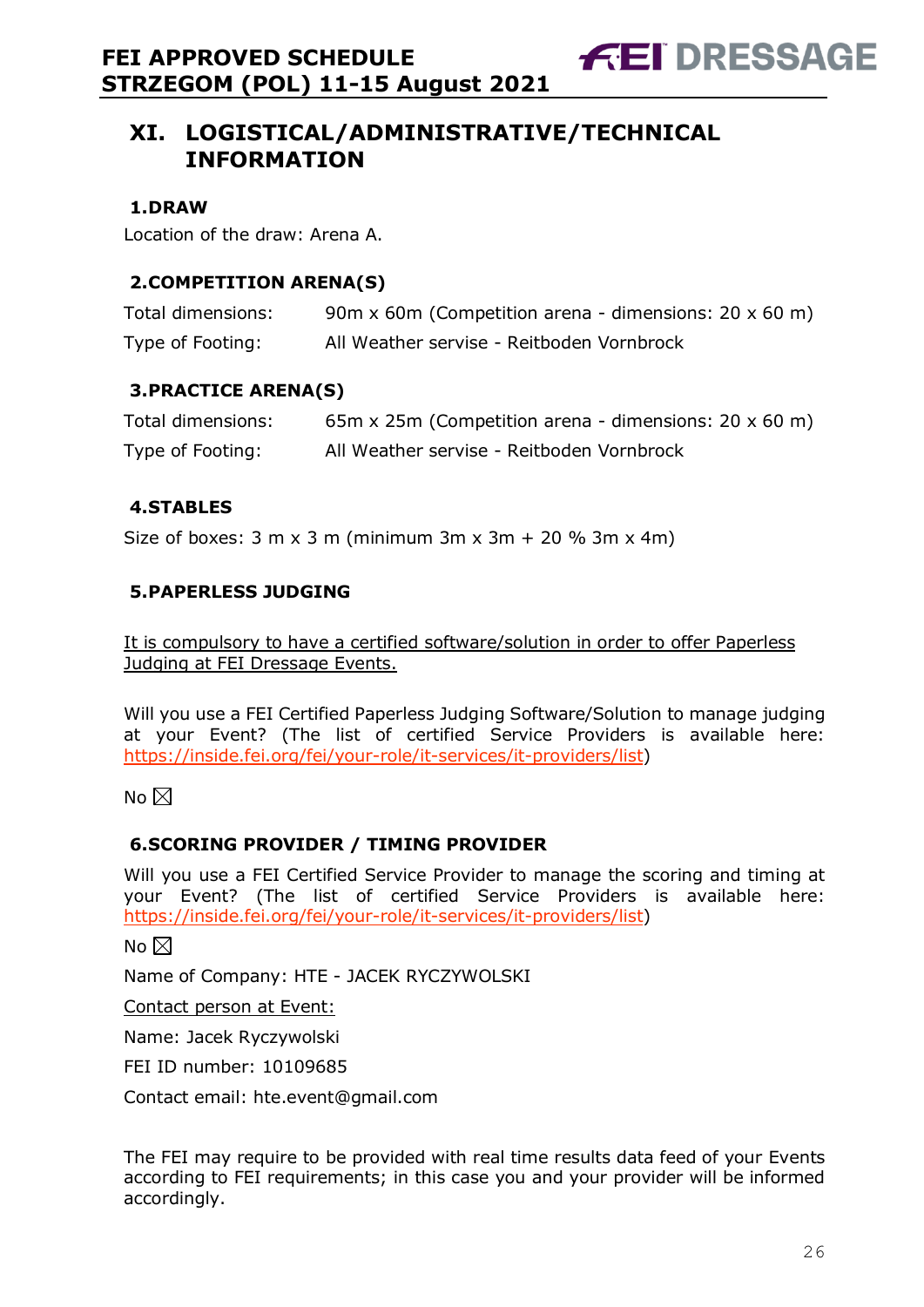# XI. LOGISTICAL/ADMINISTRATIVE/TECHNICAL INFORMATION

## 1.DRAW

Location of the draw: Arena A.

## 2.COMPETITION ARENA(S)

Total dimensions: 90m x 60m (Competition arena - dimensions: 20 x 60 m)

Type of Footing: All Weather servise - Reitboden Vornbrock

## 3.PRACTICE ARENA(S)

Total dimensions: 65m x 25m (Competition arena - dimensions: 20 x 60 m)

Type of Footing: All Weather servise - Reitboden Vornbrock

## 4.STABLES

Size of boxes: 3 m x 3 m (minimum 3m x 3m + 20 % 3m x 4m)

## 5.PAPERLESS JUDGING

It is compulsory to have a certified software/solution in order to offer Paperless Judging at FEI Dressage Events.

Will you use a FEI Certified Paperless Judging Software/Solution to manage judging at your Event? (The list of certified Service Providers is available here: https://inside.fei.org/fei/your-role/it-services/it-providers/list)

No ☒

## 6.SCORING PROVIDER / TIMING PROVIDER

Will you use a FEI Certified Service Provider to manage the scoring and timing at your Event? (The list of certified Service Providers is available here: https://inside.fei.org/fei/your-role/it-services/it-providers/list)

No ☒

Name of Company: HTE - JACEK RYCZYWOLSKI

Contact person at Event:

Name: Jacek Ryczywolski

FEI ID number: 10109685

Contact email: hte.event@gmail.com

The FEI may require to be provided with real time results data feed of your Events according to FEI requirements; in this case you and your provider will be informed accordingly.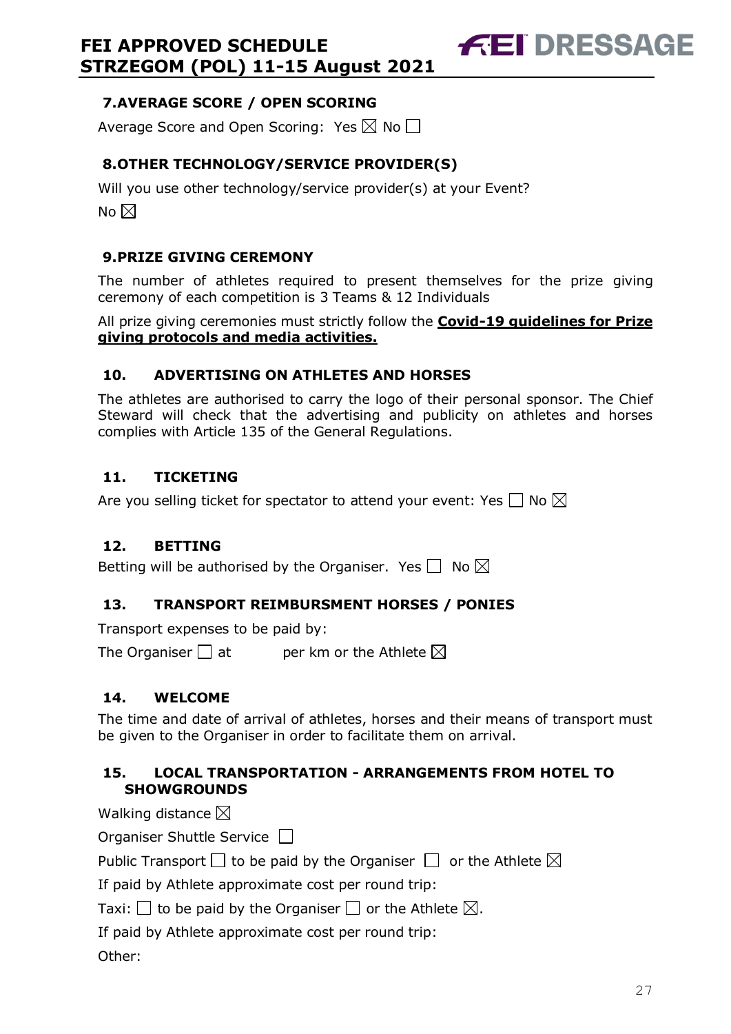## 7. AVERAGE SCORE / OPEN SCORING

Average Score and Open Scoring: Yes ☒ No ☐

## 8. OTHER TECHNOLOGY/SERVICE PROVIDER(S)

Will you use other technology/service provider(s) at your Event?

No ☒

## 9. PRIZE GIVING CEREMONY

The number of athletes required to present themselves for the prize giving ceremony of each competition is 3 Teams & 12 Individuals

All prize giving ceremonies must strictly follow the **Covid-19 guidelines for Prize giving protocols and media activities.**

## 10. ADVERTISING ON ATHLETES AND HORSES

The athletes are authorised to carry the logo of their personal sponsor. The Chief Steward will check that the advertising and publicity on athletes and horses complies with Article 135 of the General Regulations.

## 11. TICKETING

Are you selling ticket for spectator to attend your event: Yes ☐ No ☒

## 12. BETTING

Betting will be authorised by the Organiser. Yes ☐ No ☒

## 13. TRANSPORT REIMBURSMENT HORSES / PONIES

Transport expenses to be paid by:

The Organiser ☐ at per km or the Athlete ☒

## 14. WELCOME

The time and date of arrival of athletes, horses and their means of transport must be given to the Organiser in order to facilitate them on arrival.

## 15. LOCAL TRANSPORTATION - ARRANGEMENTS FROM HOTEL TO SHOWGROUNDS

Walking distance ☒

Organiser Shuttle Service ☐

Public Transport ☐ to be paid by the Organiser ☐ or the Athlete ☒

If paid by Athlete approximate cost per round trip:

Taxi: ☐ to be paid by the Organiser ☐ or the Athlete ☒.

If paid by Athlete approximate cost per round trip:

Other: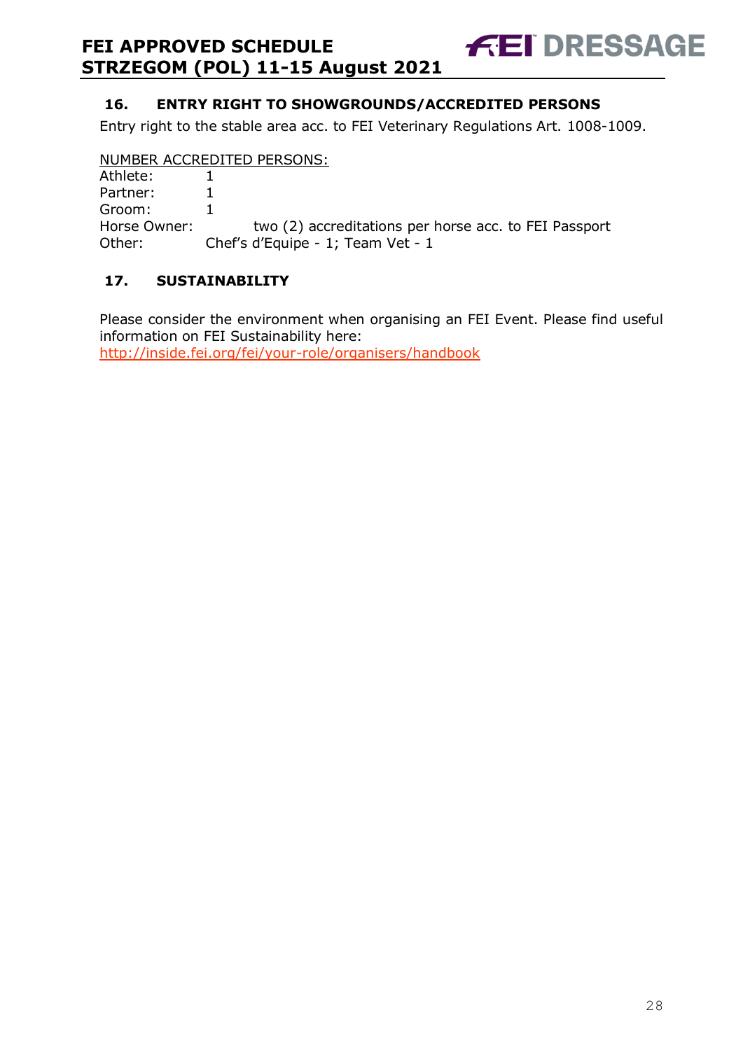## 16. ENTRY RIGHT TO SHOWGROUNDS/ACCREDITED PERSONS

Entry right to the stable area acc. to FEI Veterinary Regulations Art. 1008-1009.

NUMBER ACCREDITED PERSONS:

Athlete: 1
Partner: 1
Groom: 1
Horse Owner: two (2) accreditations per horse acc. to FEI Passport
Other: Chef's d'Equipe - 1; Team Vet - 1

## 17. SUSTAINABILITY

Please consider the environment when organising an FEI Event. Please find useful information on FEI Sustainability here:
http://inside.fei.org/fei/your-role/organisers/handbook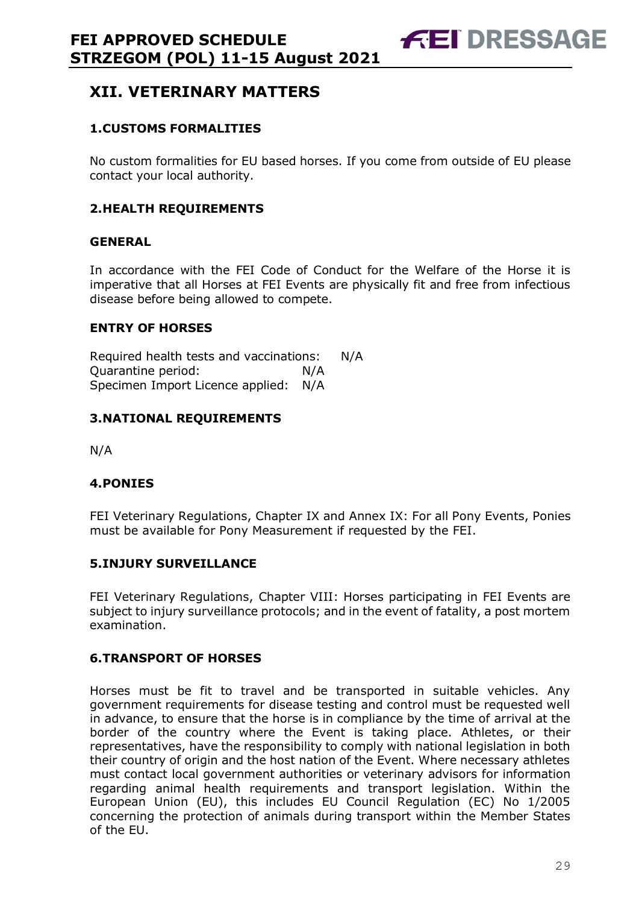## XII. VETERINARY MATTERS

### 1.CUSTOMS FORMALITIES

No custom formalities for EU based horses. If you come from outside of EU please contact your local authority.

### 2.HEALTH REQUIREMENTS

#### GENERAL

In accordance with the FEI Code of Conduct for the Welfare of the Horse it is imperative that all Horses at FEI Events are physically fit and free from infectious disease before being allowed to compete.

#### ENTRY OF HORSES

Required health tests and vaccinations: N/A
Quarantine period: N/A
Specimen Import Licence applied: N/A

### 3.NATIONAL REQUIREMENTS

N/A

### 4.PONIES

FEI Veterinary Regulations, Chapter IX and Annex IX: For all Pony Events, Ponies must be available for Pony Measurement if requested by the FEI.

### 5.INJURY SURVEILLANCE

FEI Veterinary Regulations, Chapter VIII: Horses participating in FEI Events are subject to injury surveillance protocols; and in the event of fatality, a post mortem examination.

### 6.TRANSPORT OF HORSES

Horses must be fit to travel and be transported in suitable vehicles. Any government requirements for disease testing and control must be requested well in advance, to ensure that the horse is in compliance by the time of arrival at the border of the country where the Event is taking place. Athletes, or their representatives, have the responsibility to comply with national legislation in both their country of origin and the host nation of the Event. Where necessary athletes must contact local government authorities or veterinary advisors for information regarding animal health requirements and transport legislation. Within the European Union (EU), this includes EU Council Regulation (EC) No 1/2005 concerning the protection of animals during transport within the Member States of the EU.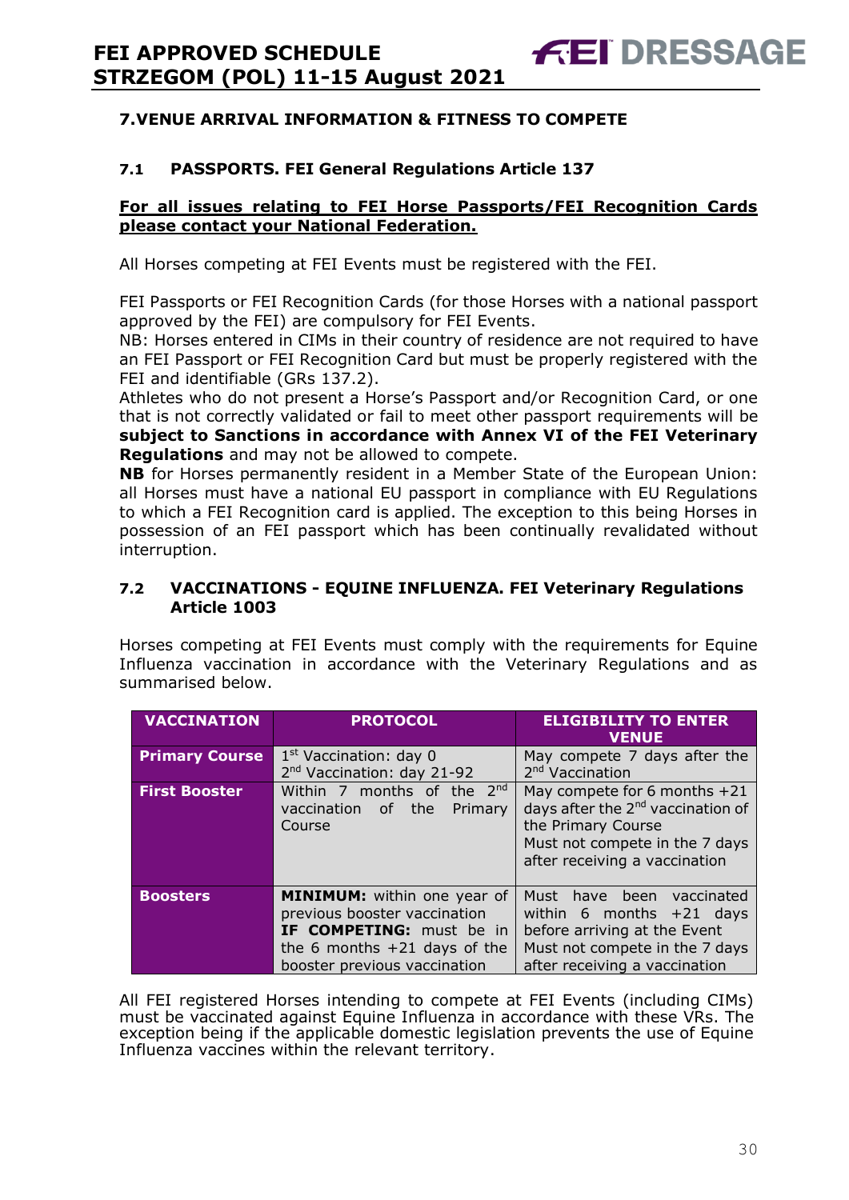## 7. VENUE ARRIVAL INFORMATION & FITNESS TO COMPETE

### 7.1 PASSPORTS. FEI General Regulations Article 137

**For all issues relating to FEI Horse Passports/FEI Recognition Cards please contact your National Federation.**

All Horses competing at FEI Events must be registered with the FEI.

FEI Passports or FEI Recognition Cards (for those Horses with a national passport approved by the FEI) are compulsory for FEI Events.
NB: Horses entered in CIMs in their country of residence are not required to have an FEI Passport or FEI Recognition Card but must be properly registered with the FEI and identifiable (GRs 137.2).
Athletes who do not present a Horse's Passport and/or Recognition Card, or one that is not correctly validated or fail to meet other passport requirements will be **subject to Sanctions in accordance with Annex VI of the FEI Veterinary Regulations** and may not be allowed to compete.
**NB** for Horses permanently resident in a Member State of the European Union: all Horses must have a national EU passport in compliance with EU Regulations to which a FEI Recognition card is applied. The exception to this being Horses in possession of an FEI passport which has been continually revalidated without interruption.

### 7.2 VACCINATIONS - EQUINE INFLUENZA. FEI Veterinary Regulations Article 1003

Horses competing at FEI Events must comply with the requirements for Equine Influenza vaccination in accordance with the Veterinary Regulations and as summarised below.

| VACCINATION | PROTOCOL | ELIGIBILITY TO ENTER VENUE |
|---|---|---|
| **Primary Course** | 1st Vaccination: day 0<br>2nd Vaccination: day 21-92 | May compete 7 days after the 2nd Vaccination |
| **First Booster** | Within 7 months of the 2nd vaccination of the Primary Course | May compete for 6 months +21 days after the 2nd vaccination of the Primary Course<br>Must not compete in the 7 days after receiving a vaccination |
| **Boosters** | **MINIMUM:** within one year of previous booster vaccination<br>**IF COMPETING:** must be in the 6 months +21 days of the booster previous vaccination | Must have been vaccinated within 6 months +21 days before arriving at the Event<br>Must not compete in the 7 days after receiving a vaccination |

All FEI registered Horses intending to compete at FEI Events (including CIMs) must be vaccinated against Equine Influenza in accordance with these VRs. The exception being if the applicable domestic legislation prevents the use of Equine Influenza vaccines within the relevant territory.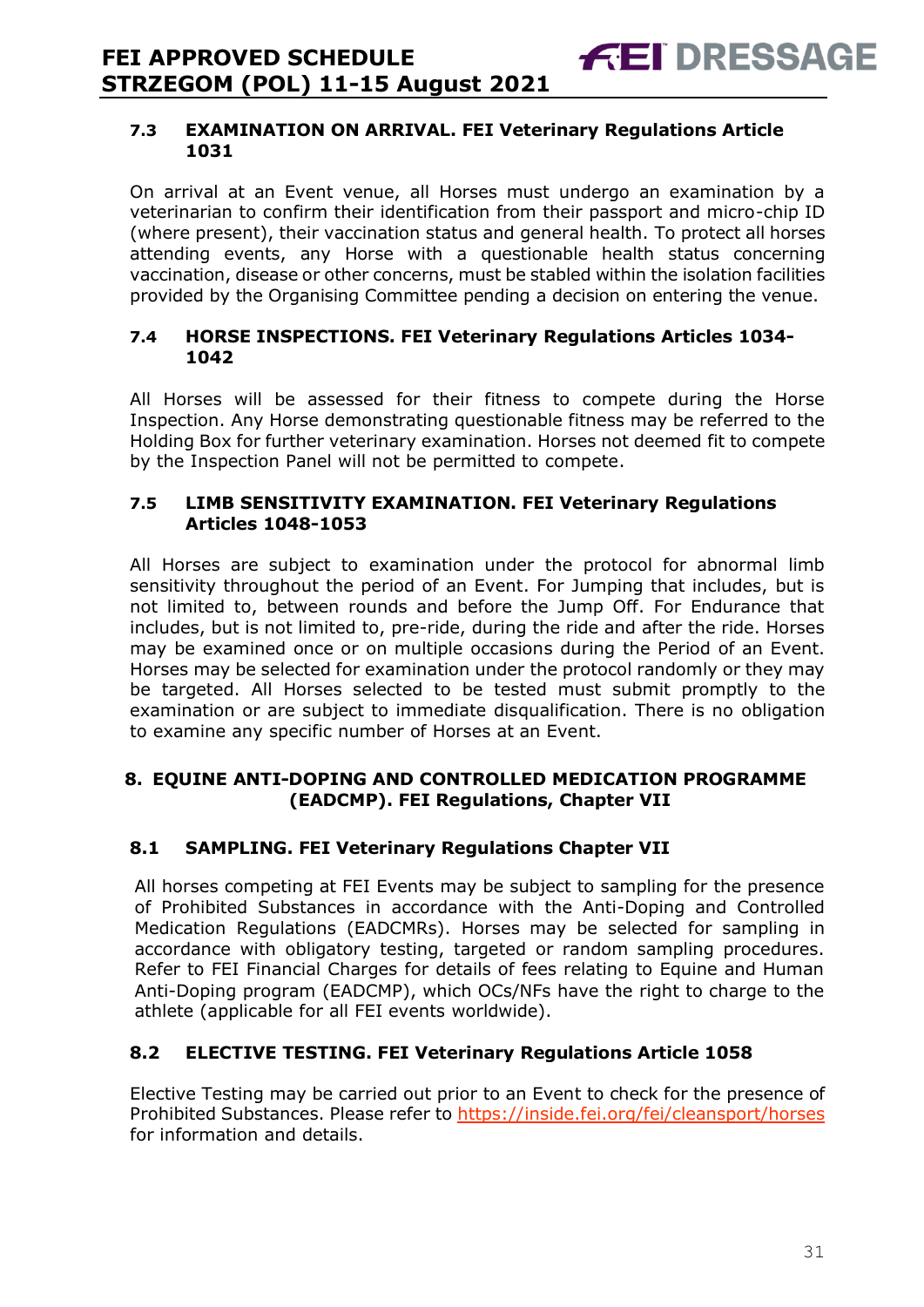### 7.3 EXAMINATION ON ARRIVAL. FEI Veterinary Regulations Article 1031

On arrival at an Event venue, all Horses must undergo an examination by a veterinarian to confirm their identification from their passport and micro-chip ID (where present), their vaccination status and general health. To protect all horses attending events, any Horse with a questionable health status concerning vaccination, disease or other concerns, must be stabled within the isolation facilities provided by the Organising Committee pending a decision on entering the venue.

### 7.4 HORSE INSPECTIONS. FEI Veterinary Regulations Articles 1034-1042

All Horses will be assessed for their fitness to compete during the Horse Inspection. Any Horse demonstrating questionable fitness may be referred to the Holding Box for further veterinary examination. Horses not deemed fit to compete by the Inspection Panel will not be permitted to compete.

### 7.5 LIMB SENSITIVITY EXAMINATION. FEI Veterinary Regulations Articles 1048-1053

All Horses are subject to examination under the protocol for abnormal limb sensitivity throughout the period of an Event. For Jumping that includes, but is not limited to, between rounds and before the Jump Off. For Endurance that includes, but is not limited to, pre-ride, during the ride and after the ride. Horses may be examined once or on multiple occasions during the Period of an Event. Horses may be selected for examination under the protocol randomly or they may be targeted. All Horses selected to be tested must submit promptly to the examination or are subject to immediate disqualification. There is no obligation to examine any specific number of Horses at an Event.

## 8. EQUINE ANTI-DOPING AND CONTROLLED MEDICATION PROGRAMME (EADCMP). FEI Regulations, Chapter VII

### 8.1 SAMPLING. FEI Veterinary Regulations Chapter VII

All horses competing at FEI Events may be subject to sampling for the presence of Prohibited Substances in accordance with the Anti-Doping and Controlled Medication Regulations (EADCMRs). Horses may be selected for sampling in accordance with obligatory testing, targeted or random sampling procedures. Refer to FEI Financial Charges for details of fees relating to Equine and Human Anti-Doping program (EADCMP), which OCs/NFs have the right to charge to the athlete (applicable for all FEI events worldwide).

### 8.2 ELECTIVE TESTING. FEI Veterinary Regulations Article 1058

Elective Testing may be carried out prior to an Event to check for the presence of Prohibited Substances. Please refer to https://inside.fei.org/fei/cleansport/horses for information and details.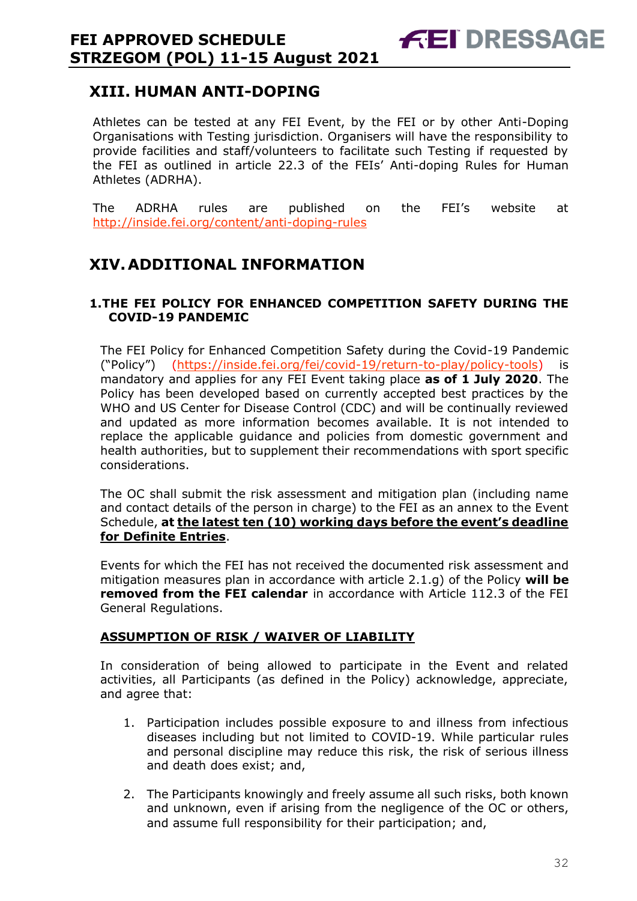## XIII. HUMAN ANTI-DOPING

Athletes can be tested at any FEI Event, by the FEI or by other Anti-Doping Organisations with Testing jurisdiction. Organisers will have the responsibility to provide facilities and staff/volunteers to facilitate such Testing if requested by the FEI as outlined in article 22.3 of the FEIs' Anti-doping Rules for Human Athletes (ADRHA).

The ADRHA rules are published on the FEI's website at http://inside.fei.org/content/anti-doping-rules

## XIV. ADDITIONAL INFORMATION

### 1. THE FEI POLICY FOR ENHANCED COMPETITION SAFETY DURING THE COVID-19 PANDEMIC

The FEI Policy for Enhanced Competition Safety during the Covid-19 Pandemic ("Policy") (https://inside.fei.org/fei/covid-19/return-to-play/policy-tools) is mandatory and applies for any FEI Event taking place **as of 1 July 2020**. The Policy has been developed based on currently accepted best practices by the WHO and US Center for Disease Control (CDC) and will be continually reviewed and updated as more information becomes available. It is not intended to replace the applicable guidance and policies from domestic government and health authorities, but to supplement their recommendations with sport specific considerations.

The OC shall submit the risk assessment and mitigation plan (including name and contact details of the person in charge) to the FEI as an annex to the Event Schedule, **at the latest ten (10) working days before the event's deadline for Definite Entries**.

Events for which the FEI has not received the documented risk assessment and mitigation measures plan in accordance with article 2.1.g) of the Policy **will be removed from the FEI calendar** in accordance with Article 112.3 of the FEI General Regulations.

**ASSUMPTION OF RISK / WAIVER OF LIABILITY**

In consideration of being allowed to participate in the Event and related activities, all Participants (as defined in the Policy) acknowledge, appreciate, and agree that:

1. Participation includes possible exposure to and illness from infectious diseases including but not limited to COVID-19. While particular rules and personal discipline may reduce this risk, the risk of serious illness and death does exist; and,
2. The Participants knowingly and freely assume all such risks, both known and unknown, even if arising from the negligence of the OC or others, and assume full responsibility for their participation; and,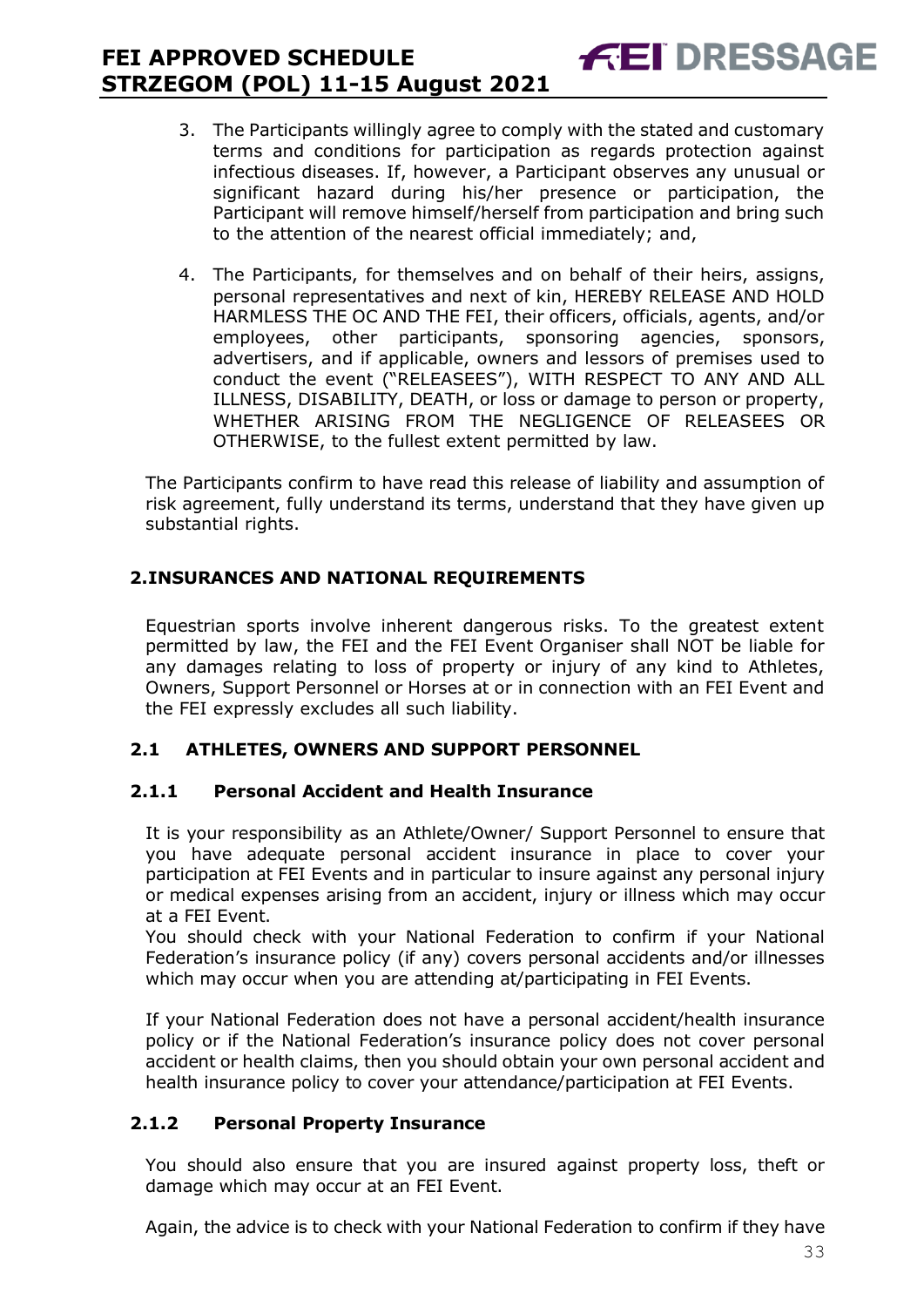3. The Participants willingly agree to comply with the stated and customary terms and conditions for participation as regards protection against infectious diseases. If, however, a Participant observes any unusual or significant hazard during his/her presence or participation, the Participant will remove himself/herself from participation and bring such to the attention of the nearest official immediately; and,

4. The Participants, for themselves and on behalf of their heirs, assigns, personal representatives and next of kin, HEREBY RELEASE AND HOLD HARMLESS THE OC AND THE FEI, their officers, officials, agents, and/or employees, other participants, sponsoring agencies, sponsors, advertisers, and if applicable, owners and lessors of premises used to conduct the event ("RELEASEES"), WITH RESPECT TO ANY AND ALL ILLNESS, DISABILITY, DEATH, or loss or damage to person or property, WHETHER ARISING FROM THE NEGLIGENCE OF RELEASEES OR OTHERWISE, to the fullest extent permitted by law.

The Participants confirm to have read this release of liability and assumption of risk agreement, fully understand its terms, understand that they have given up substantial rights.

## 2. INSURANCES AND NATIONAL REQUIREMENTS

Equestrian sports involve inherent dangerous risks. To the greatest extent permitted by law, the FEI and the FEI Event Organiser shall NOT be liable for any damages relating to loss of property or injury of any kind to Athletes, Owners, Support Personnel or Horses at or in connection with an FEI Event and the FEI expressly excludes all such liability.

### 2.1 ATHLETES, OWNERS AND SUPPORT PERSONNEL

#### 2.1.1 Personal Accident and Health Insurance

It is your responsibility as an Athlete/Owner/ Support Personnel to ensure that you have adequate personal accident insurance in place to cover your participation at FEI Events and in particular to insure against any personal injury or medical expenses arising from an accident, injury or illness which may occur at a FEI Event.
You should check with your National Federation to confirm if your National Federation's insurance policy (if any) covers personal accidents and/or illnesses which may occur when you are attending at/participating in FEI Events.

If your National Federation does not have a personal accident/health insurance policy or if the National Federation's insurance policy does not cover personal accident or health claims, then you should obtain your own personal accident and health insurance policy to cover your attendance/participation at FEI Events.

#### 2.1.2 Personal Property Insurance

You should also ensure that you are insured against property loss, theft or damage which may occur at an FEI Event.

Again, the advice is to check with your National Federation to confirm if they have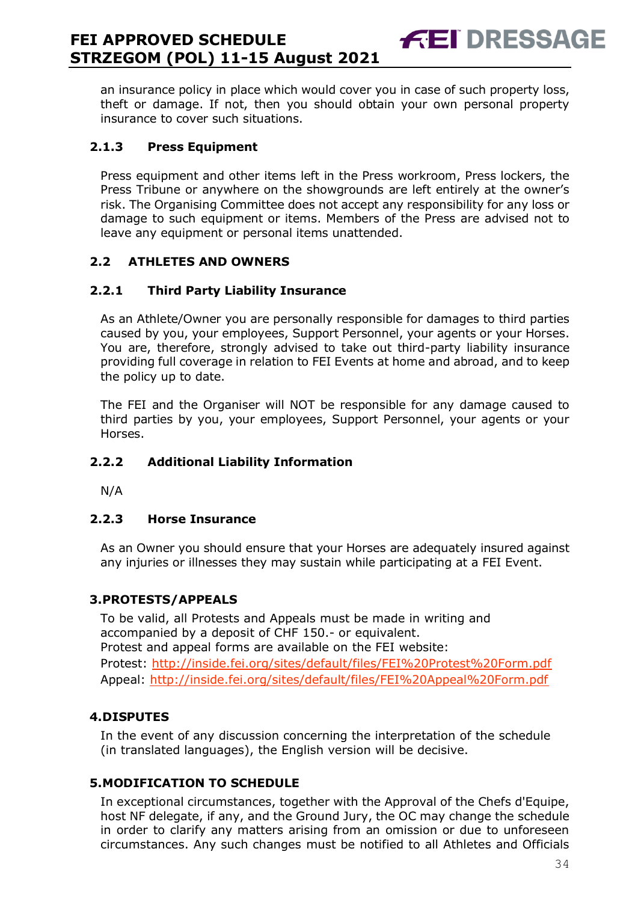an insurance policy in place which would cover you in case of such property loss, theft or damage. If not, then you should obtain your own personal property insurance to cover such situations.

### 2.1.3 Press Equipment

Press equipment and other items left in the Press workroom, Press lockers, the Press Tribune or anywhere on the showgrounds are left entirely at the owner's risk. The Organising Committee does not accept any responsibility for any loss or damage to such equipment or items. Members of the Press are advised not to leave any equipment or personal items unattended.

## 2.2 ATHLETES AND OWNERS

### 2.2.1 Third Party Liability Insurance

As an Athlete/Owner you are personally responsible for damages to third parties caused by you, your employees, Support Personnel, your agents or your Horses. You are, therefore, strongly advised to take out third-party liability insurance providing full coverage in relation to FEI Events at home and abroad, and to keep the policy up to date.

The FEI and the Organiser will NOT be responsible for any damage caused to third parties by you, your employees, Support Personnel, your agents or your Horses.

### 2.2.2 Additional Liability Information

N/A

### 2.2.3 Horse Insurance

As an Owner you should ensure that your Horses are adequately insured against any injuries or illnesses they may sustain while participating at a FEI Event.

## 3. PROTESTS/APPEALS

To be valid, all Protests and Appeals must be made in writing and accompanied by a deposit of CHF 150.- or equivalent.
Protest and appeal forms are available on the FEI website:
Protest: http://inside.fei.org/sites/default/files/FEI%20Protest%20Form.pdf
Appeal: http://inside.fei.org/sites/default/files/FEI%20Appeal%20Form.pdf

## 4. DISPUTES

In the event of any discussion concerning the interpretation of the schedule (in translated languages), the English version will be decisive.

## 5. MODIFICATION TO SCHEDULE

In exceptional circumstances, together with the Approval of the Chefs d'Equipe, host NF delegate, if any, and the Ground Jury, the OC may change the schedule in order to clarify any matters arising from an omission or due to unforeseen circumstances. Any such changes must be notified to all Athletes and Officials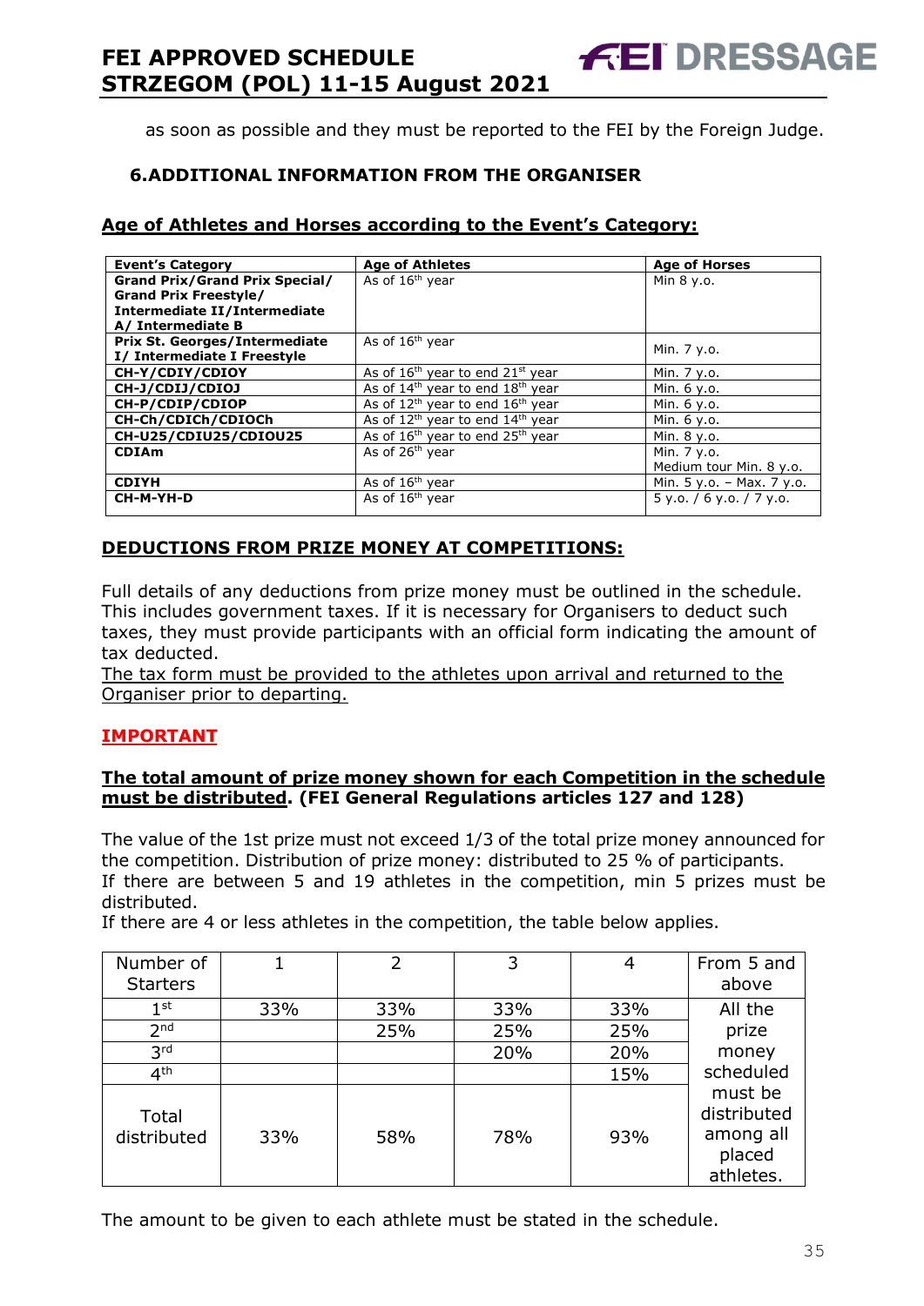as soon as possible and they must be reported to the FEI by the Foreign Judge.

## 6. ADDITIONAL INFORMATION FROM THE ORGANISER

### Age of Athletes and Horses according to the Event's Category:

| Event's Category | Age of Athletes | Age of Horses |
|---|---|---|
| **Grand Prix/Grand Prix Special/ Grand Prix Freestyle/ Intermediate II/Intermediate A/ Intermediate B** | As of 16th year | Min 8 y.o. |
| **Prix St. Georges/Intermediate I/ Intermediate I Freestyle** | As of 16th year | Min. 7 y.o. |
| **CH-Y/CDIY/CDIOY** | As of 16th year to end 21st year | Min. 7 y.o. |
| **CH-J/CDIJ/CDIOJ** | As of 14th year to end 18th year | Min. 6 y.o. |
| **CH-P/CDIP/CDIOP** | As of 12th year to end 16th year | Min. 6 y.o. |
| **CH-Ch/CDICh/CDIOCh** | As of 12th year to end 14th year | Min. 6 y.o. |
| **CH-U25/CDIU25/CDIOU25** | As of 16th year to end 25th year | Min. 8 y.o. |
| **CDIAm** | As of 26th year | Min. 7 y.o. Medium tour Min. 8 y.o. |
| **CDIYH** | As of 16th year | Min. 5 y.o. – Max. 7 y.o. |
| **CH-M-YH-D** | As of 16th year | 5 y.o. / 6 y.o. / 7 y.o. |

### DEDUCTIONS FROM PRIZE MONEY AT COMPETITIONS:

Full details of any deductions from prize money must be outlined in the schedule. This includes government taxes. If it is necessary for Organisers to deduct such taxes, they must provide participants with an official form indicating the amount of tax deducted.
The tax form must be provided to the athletes upon arrival and returned to the Organiser prior to departing.

### IMPORTANT

**The total amount of prize money shown for each Competition in the schedule must be distributed. (FEI General Regulations articles 127 and 128)**

The value of the 1st prize must not exceed 1/3 of the total prize money announced for the competition. Distribution of prize money: distributed to 25 % of participants.
If there are between 5 and 19 athletes in the competition, min 5 prizes must be distributed.
If there are 4 or less athletes in the competition, the table below applies.

| Number of Starters | 1 | 2 | 3 | 4 | From 5 and above |
|---|---|---|---|---|---|
| 1st | 33% | 33% | 33% | 33% | All the prize money scheduled must be distributed among all placed athletes. |
| 2nd | | 25% | 25% | 25% | |
| 3rd | | | 20% | 20% | |
| 4th | | | | 15% | |
| Total distributed | 33% | 58% | 78% | 93% | |

The amount to be given to each athlete must be stated in the schedule.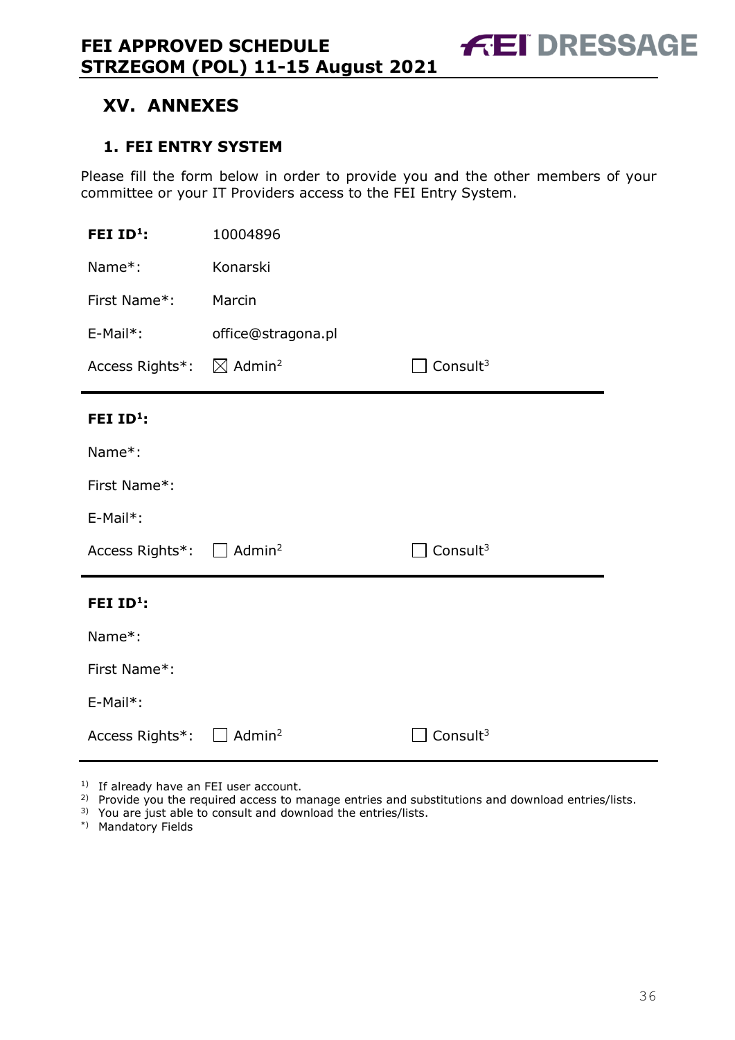## XV. ANNEXES

### 1. FEI ENTRY SYSTEM

Please fill the form below in order to provide you and the other members of your committee or your IT Providers access to the FEI Entry System.

| | | |
|---|---|---|
| **FEI ID[1]:** | 10004896 | |
| Name*: | Konarski | |
| First Name*: | Marcin | |
| E-Mail*: | office@stragona.pl | |
| Access Rights*: | ☒ Admin[2] | ☐ Consult[3] |

| | | |
|---|---|---|
| **FEI ID[1]:** | | |
| Name*: | | |
| First Name*: | | |
| E-Mail*: | | |
| Access Rights*: | ☐ Admin[2] | ☐ Consult[3] |

| | | |
|---|---|---|
| **FEI ID[1]:** | | |
| Name*: | | |
| First Name*: | | |
| E-Mail*: | | |
| Access Rights*: | ☐ Admin[2] | ☐ Consult[3] |

1) If already have an FEI user account.
2) Provide you the required access to manage entries and substitutions and download entries/lists.
3) You are just able to consult and download the entries/lists.
*) Mandatory Fields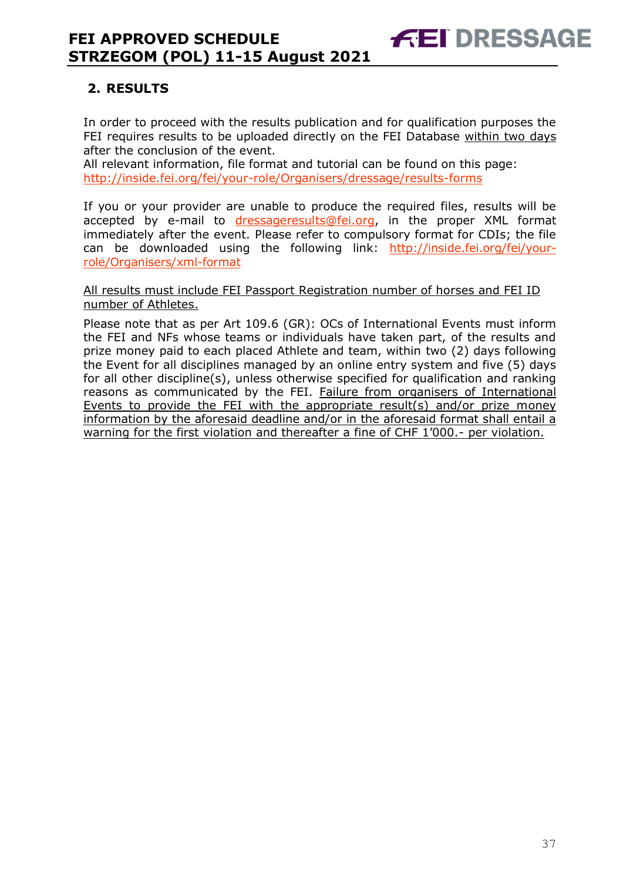## 2. RESULTS

In order to proceed with the results publication and for qualification purposes the FEI requires results to be uploaded directly on the FEI Database within two days after the conclusion of the event.
All relevant information, file format and tutorial can be found on this page: http://inside.fei.org/fei/your-role/Organisers/dressage/results-forms

If you or your provider are unable to produce the required files, results will be accepted by e-mail to dressageresults@fei.org, in the proper XML format immediately after the event. Please refer to compulsory format for CDIs; the file can be downloaded using the following link: http://inside.fei.org/fei/your-role/Organisers/xml-format

All results must include FEI Passport Registration number of horses and FEI ID number of Athletes.

Please note that as per Art 109.6 (GR): OCs of International Events must inform the FEI and NFs whose teams or individuals have taken part, of the results and prize money paid to each placed Athlete and team, within two (2) days following the Event for all disciplines managed by an online entry system and five (5) days for all other discipline(s), unless otherwise specified for qualification and ranking reasons as communicated by the FEI. Failure from organisers of International Events to provide the FEI with the appropriate result(s) and/or prize money information by the aforesaid deadline and/or in the aforesaid format shall entail a warning for the first violation and thereafter a fine of CHF 1'000.- per violation.